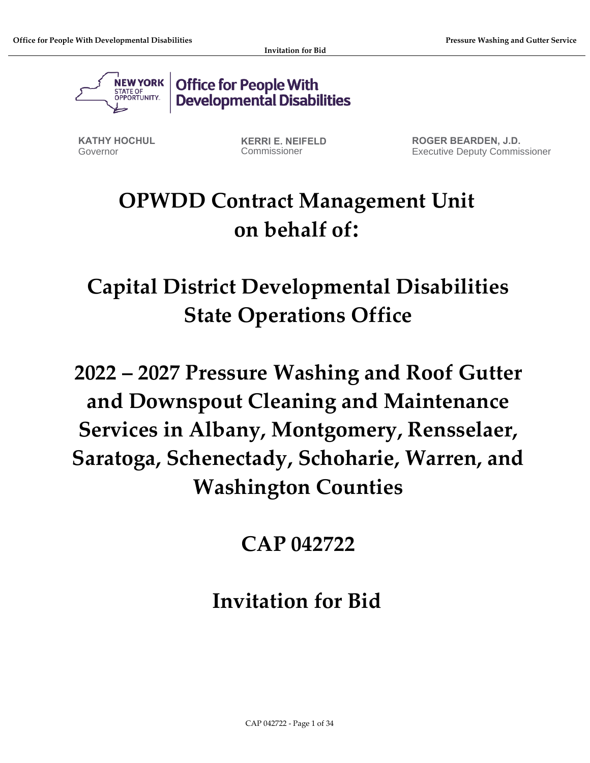**KATHY HOCHUL**
Governor

**KERRI E. NEIFELD**
Commissioner

**ROGER BEARDEN, J.D.**
Executive Deputy Commissioner

# OPWDD Contract Management Unit on behalf of:

# Capital District Developmental Disabilities State Operations Office

# 2022 – 2027 Pressure Washing and Roof Gutter and Downspout Cleaning and Maintenance Services in Albany, Montgomery, Rensselaer, Saratoga, Schenectady, Schoharie, Warren, and Washington Counties

# CAP 042722

# Invitation for Bid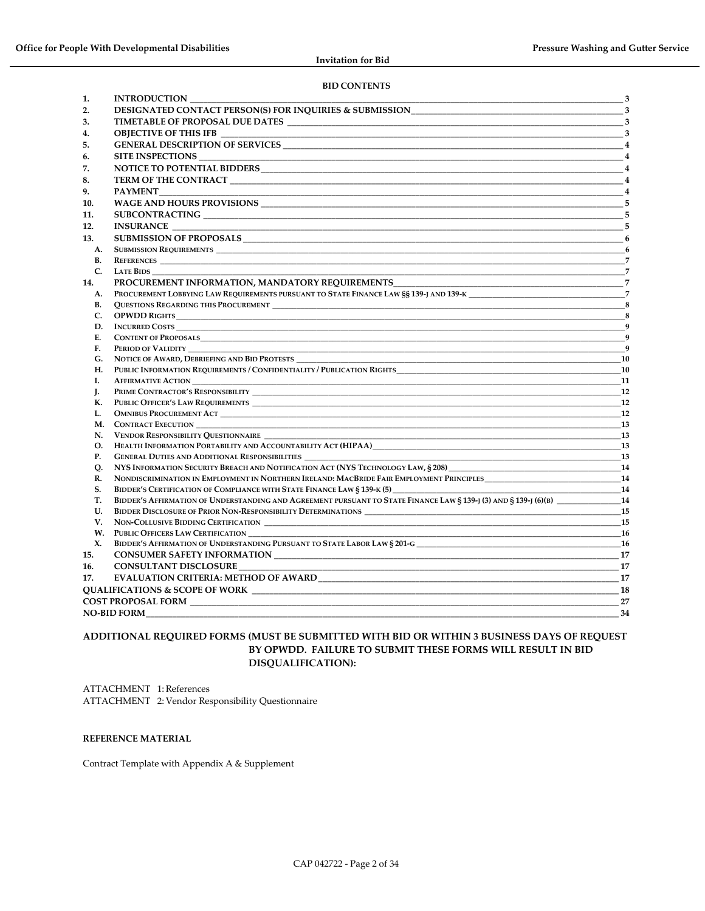**BID CONTENTS**

| | | |
|---|---|---|
| 1. | INTRODUCTION | 3 |
| 2. | DESIGNATED CONTACT PERSON(S) FOR INQUIRIES & SUBMISSION | 3 |
| 3. | TIMETABLE OF PROPOSAL DUE DATES | 3 |
| 4. | OBJECTIVE OF THIS IFB | 3 |
| 5. | GENERAL DESCRIPTION OF SERVICES | 4 |
| 6. | SITE INSPECTIONS | 4 |
| 7. | NOTICE TO POTENTIAL BIDDERS | 4 |
| 8. | TERM OF THE CONTRACT | 4 |
| 9. | PAYMENT | 4 |
| 10. | WAGE AND HOURS PROVISIONS | 5 |
| 11. | SUBCONTRACTING | 5 |
| 12. | INSURANCE | 5 |
| 13. | SUBMISSION OF PROPOSALS | 6 |
| A. | Submission Requirements | 6 |
| B. | References | 7 |
| C. | Late Bids | 7 |
| 14. | PROCUREMENT INFORMATION, MANDATORY REQUIREMENTS | 7 |
| A. | Procurement Lobbying Law Requirements pursuant to State Finance Law §§ 139-j and 139-k | 7 |
| B. | Questions Regarding this Procurement | 8 |
| C. | OPWDD Rights | 8 |
| D. | Incurred Costs | 9 |
| E. | Content of Proposals | 9 |
| F. | Period of Validity | 9 |
| G. | Notice of Award, Debriefing and Bid Protests | 10 |
| H. | Public Information Requirements / Confidentiality / Publication Rights | 10 |
| I. | Affirmative Action | 11 |
| J. | Prime Contractor's Responsibility | 12 |
| K. | Public Officer's Law Requirements | 12 |
| L. | Omnibus Procurement Act | 12 |
| M. | Contract Execution | 13 |
| N. | Vendor Responsibility Questionnaire | 13 |
| O. | Health Information Portability and Accountability Act (HIPAA) | 13 |
| P. | General Duties and Additional Responsibilities | 13 |
| Q. | NYS Information Security Breach and Notification Act (NYS Technology Law, § 208) | 14 |
| R. | Nondiscrimination in Employment in Northern Ireland: MacBride Fair Employment Principles | 14 |
| S. | Bidder's Certification of Compliance with State Finance Law § 139-k (5) | 14 |
| T. | Bidder's Affirmation of Understanding and Agreement pursuant to State Finance Law § 139-j (3) and § 139-j (6)(b) | 14 |
| U. | Bidder Disclosure of Prior Non-Responsibility Determinations | 15 |
| V. | Non-Collusive Bidding Certification | 15 |
| W. | Public Officers Law Certification | 16 |
| X. | Bidder's Affirmation of Understanding Pursuant to State Labor Law § 201-g | 16 |
| 15. | CONSUMER SAFETY INFORMATION | 17 |
| 16. | CONSULTANT DISCLOSURE | 17 |
| 17. | EVALUATION CRITERIA: METHOD OF AWARD | 17 |
| | QUALIFICATIONS & SCOPE OF WORK | 18 |
| | COST PROPOSAL FORM | 27 |
| | NO-BID FORM | 34 |

**ADDITIONAL REQUIRED FORMS (MUST BE SUBMITTED WITH BID OR WITHIN 3 BUSINESS DAYS OF REQUEST BY OPWDD. FAILURE TO SUBMIT THESE FORMS WILL RESULT IN BID DISQUALIFICATION):**

ATTACHMENT 1: References
ATTACHMENT 2: Vendor Responsibility Questionnaire

**REFERENCE MATERIAL**

Contract Template with Appendix A & Supplement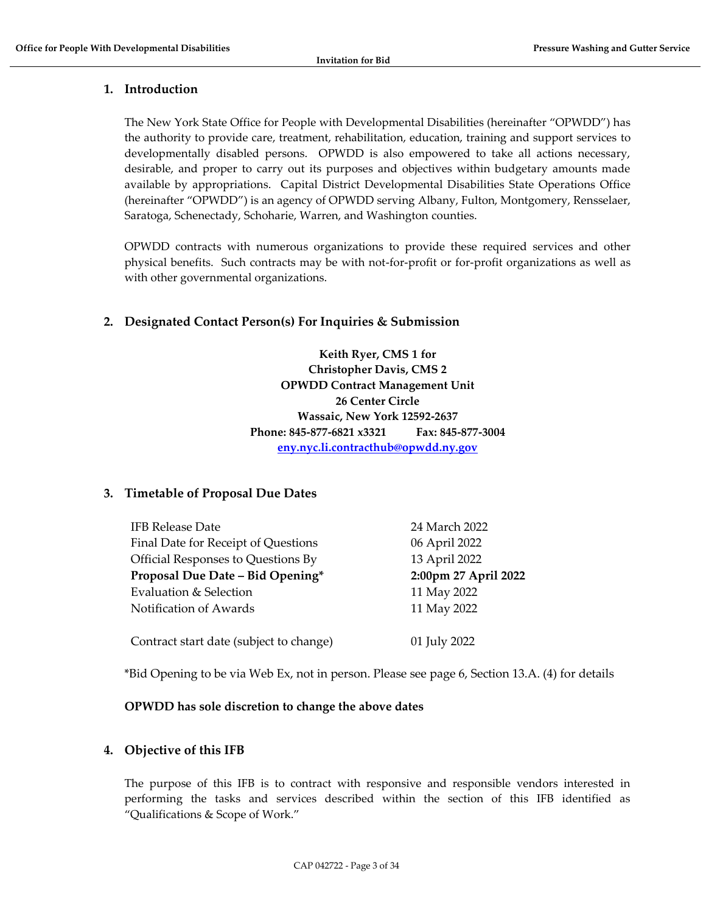## 1. Introduction

The New York State Office for People with Developmental Disabilities (hereinafter "OPWDD") has the authority to provide care, treatment, rehabilitation, education, training and support services to developmentally disabled persons. OPWDD is also empowered to take all actions necessary, desirable, and proper to carry out its purposes and objectives within budgetary amounts made available by appropriations. Capital District Developmental Disabilities State Operations Office (hereinafter "OPWDD") is an agency of OPWDD serving Albany, Fulton, Montgomery, Rensselaer, Saratoga, Schenectady, Schoharie, Warren, and Washington counties.

OPWDD contracts with numerous organizations to provide these required services and other physical benefits. Such contracts may be with not-for-profit or for-profit organizations as well as with other governmental organizations.

## 2. Designated Contact Person(s) For Inquiries & Submission

**Keith Ryer, CMS 1 for**
**Christopher Davis, CMS 2**
**OPWDD Contract Management Unit**
**26 Center Circle**
**Wassaic, New York 12592-2637**
**Phone: 845-877-6821 x3321 Fax: 845-877-3004**
**eny.nyc.li.contracthub@opwdd.ny.gov**

## 3. Timetable of Proposal Due Dates

| | |
|---|---|
| IFB Release Date | 24 March 2022 |
| Final Date for Receipt of Questions | 06 April 2022 |
| Official Responses to Questions By | 13 April 2022 |
| **Proposal Due Date – Bid Opening*** | **2:00pm 27 April 2022** |
| Evaluation & Selection | 11 May 2022 |
| Notification of Awards | 11 May 2022 |
| | |
| Contract start date (subject to change) | 01 July 2022 |

*Bid Opening to be via Web Ex, not in person. Please see page 6, Section 13.A. (4) for details

**OPWDD has sole discretion to change the above dates**

## 4. Objective of this IFB

The purpose of this IFB is to contract with responsive and responsible vendors interested in performing the tasks and services described within the section of this IFB identified as "Qualifications & Scope of Work."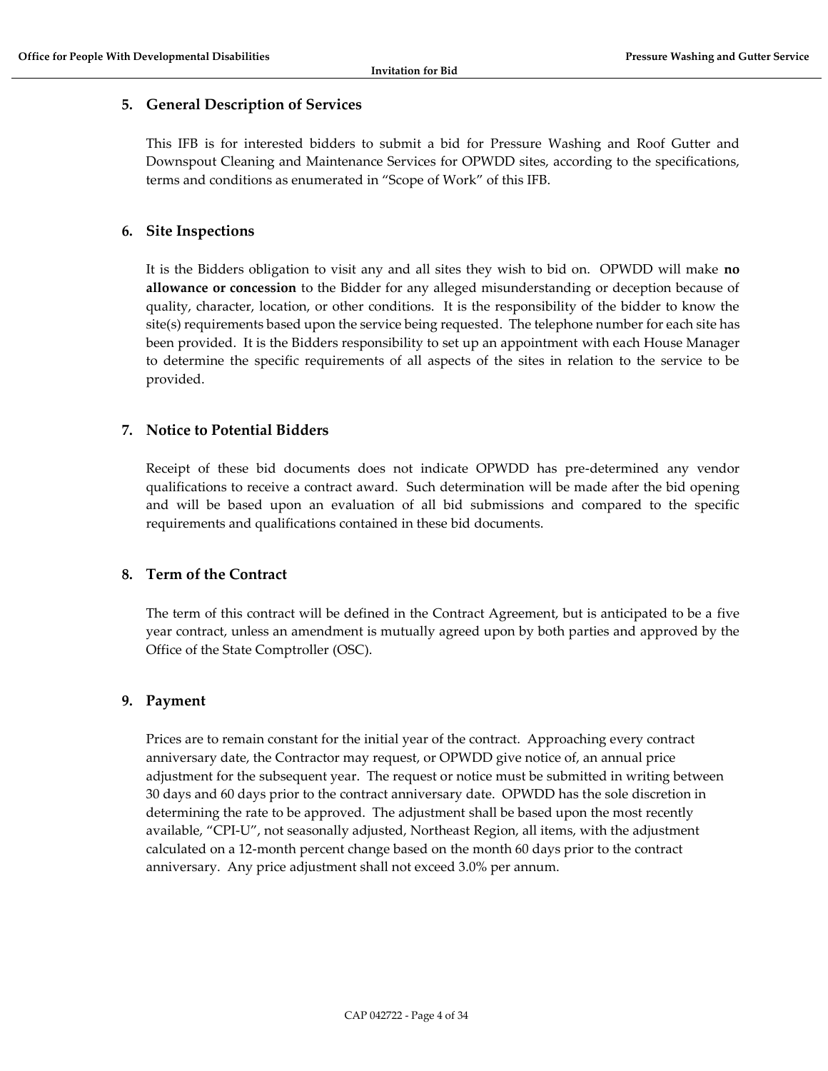## 5. General Description of Services

This IFB is for interested bidders to submit a bid for Pressure Washing and Roof Gutter and Downspout Cleaning and Maintenance Services for OPWDD sites, according to the specifications, terms and conditions as enumerated in "Scope of Work" of this IFB.

## 6. Site Inspections

It is the Bidders obligation to visit any and all sites they wish to bid on. OPWDD will make **no allowance or concession** to the Bidder for any alleged misunderstanding or deception because of quality, character, location, or other conditions. It is the responsibility of the bidder to know the site(s) requirements based upon the service being requested. The telephone number for each site has been provided. It is the Bidders responsibility to set up an appointment with each House Manager to determine the specific requirements of all aspects of the sites in relation to the service to be provided.

## 7. Notice to Potential Bidders

Receipt of these bid documents does not indicate OPWDD has pre-determined any vendor qualifications to receive a contract award. Such determination will be made after the bid opening and will be based upon an evaluation of all bid submissions and compared to the specific requirements and qualifications contained in these bid documents.

## 8. Term of the Contract

The term of this contract will be defined in the Contract Agreement, but is anticipated to be a five year contract, unless an amendment is mutually agreed upon by both parties and approved by the Office of the State Comptroller (OSC).

## 9. Payment

Prices are to remain constant for the initial year of the contract. Approaching every contract anniversary date, the Contractor may request, or OPWDD give notice of, an annual price adjustment for the subsequent year. The request or notice must be submitted in writing between 30 days and 60 days prior to the contract anniversary date. OPWDD has the sole discretion in determining the rate to be approved. The adjustment shall be based upon the most recently available, "CPI-U", not seasonally adjusted, Northeast Region, all items, with the adjustment calculated on a 12-month percent change based on the month 60 days prior to the contract anniversary. Any price adjustment shall not exceed 3.0% per annum.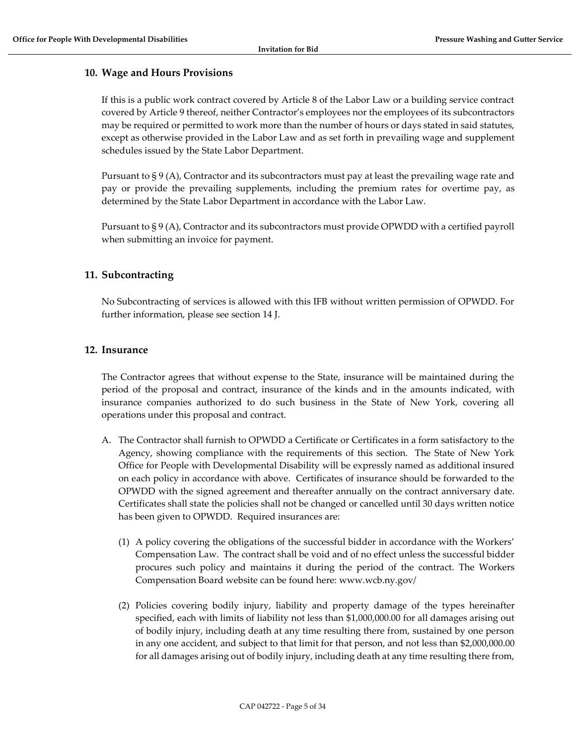## 10. Wage and Hours Provisions

If this is a public work contract covered by Article 8 of the Labor Law or a building service contract covered by Article 9 thereof, neither Contractor's employees nor the employees of its subcontractors may be required or permitted to work more than the number of hours or days stated in said statutes, except as otherwise provided in the Labor Law and as set forth in prevailing wage and supplement schedules issued by the State Labor Department.

Pursuant to § 9 (A), Contractor and its subcontractors must pay at least the prevailing wage rate and pay or provide the prevailing supplements, including the premium rates for overtime pay, as determined by the State Labor Department in accordance with the Labor Law.

Pursuant to § 9 (A), Contractor and its subcontractors must provide OPWDD with a certified payroll when submitting an invoice for payment.

## 11. Subcontracting

No Subcontracting of services is allowed with this IFB without written permission of OPWDD. For further information, please see section 14 J.

## 12. Insurance

The Contractor agrees that without expense to the State, insurance will be maintained during the period of the proposal and contract, insurance of the kinds and in the amounts indicated, with insurance companies authorized to do such business in the State of New York, covering all operations under this proposal and contract.

A. The Contractor shall furnish to OPWDD a Certificate or Certificates in a form satisfactory to the Agency, showing compliance with the requirements of this section. The State of New York Office for People with Developmental Disability will be expressly named as additional insured on each policy in accordance with above. Certificates of insurance should be forwarded to the OPWDD with the signed agreement and thereafter annually on the contract anniversary date. Certificates shall state the policies shall not be changed or cancelled until 30 days written notice has been given to OPWDD. Required insurances are:

   (1) A policy covering the obligations of the successful bidder in accordance with the Workers' Compensation Law. The contract shall be void and of no effect unless the successful bidder procures such policy and maintains it during the period of the contract. The Workers Compensation Board website can be found here: www.wcb.ny.gov/

   (2) Policies covering bodily injury, liability and property damage of the types hereinafter specified, each with limits of liability not less than $1,000,000.00 for all damages arising out of bodily injury, including death at any time resulting there from, sustained by one person in any one accident, and subject to that limit for that person, and not less than $2,000,000.00 for all damages arising out of bodily injury, including death at any time resulting there from,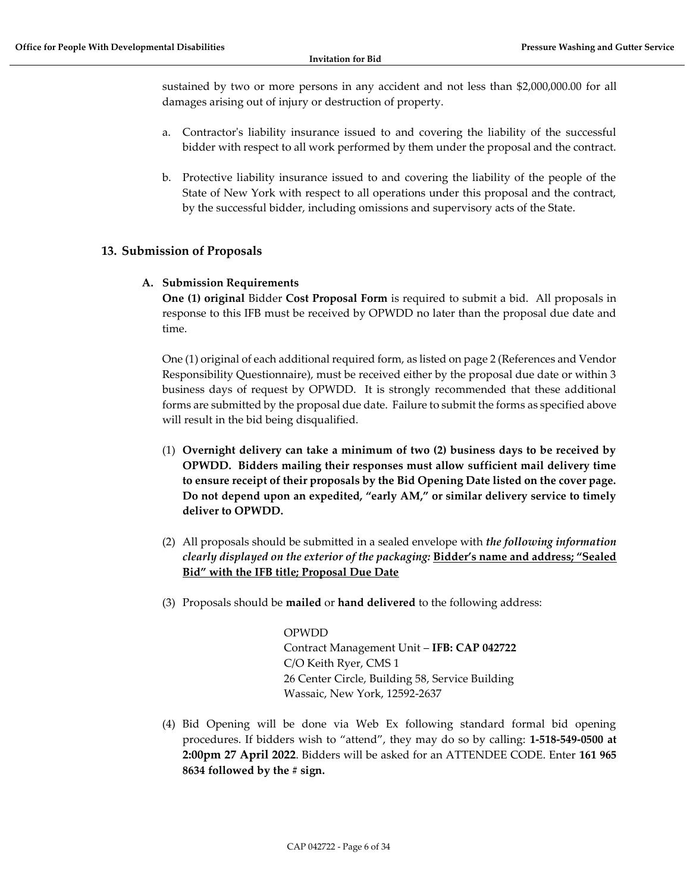sustained by two or more persons in any accident and not less than $2,000,000.00 for all damages arising out of injury or destruction of property.

a. Contractor's liability insurance issued to and covering the liability of the successful bidder with respect to all work performed by them under the proposal and the contract.

b. Protective liability insurance issued to and covering the liability of the people of the State of New York with respect to all operations under this proposal and the contract, by the successful bidder, including omissions and supervisory acts of the State.

## 13. Submission of Proposals

### A. Submission Requirements

**One (1) original** Bidder **Cost Proposal Form** is required to submit a bid. All proposals in response to this IFB must be received by OPWDD no later than the proposal due date and time.

One (1) original of each additional required form, as listed on page 2 (References and Vendor Responsibility Questionnaire), must be received either by the proposal due date or within 3 business days of request by OPWDD. It is strongly recommended that these additional forms are submitted by the proposal due date. Failure to submit the forms as specified above will result in the bid being disqualified.

(1) **Overnight delivery can take a minimum of two (2) business days to be received by OPWDD. Bidders mailing their responses must allow sufficient mail delivery time to ensure receipt of their proposals by the Bid Opening Date listed on the cover page. Do not depend upon an expedited, "early AM," or similar delivery service to timely deliver to OPWDD.**

(2) All proposals should be submitted in a sealed envelope with ***the following information clearly displayed on the exterior of the packaging:*** **<u>Bidder's name and address; "Sealed Bid" with the IFB title; Proposal Due Date</u>**

(3) Proposals should be **mailed** or **hand delivered** to the following address:

OPWDD
Contract Management Unit – **IFB: CAP 042722**
C/O Keith Ryer, CMS 1
26 Center Circle, Building 58, Service Building
Wassaic, New York, 12592-2637

(4) Bid Opening will be done via Web Ex following standard formal bid opening procedures. If bidders wish to "attend", they may do so by calling: **1-518-549-0500 at 2:00pm 27 April 2022**. Bidders will be asked for an ATTENDEE CODE. Enter **161 965 8634 followed by the # sign.**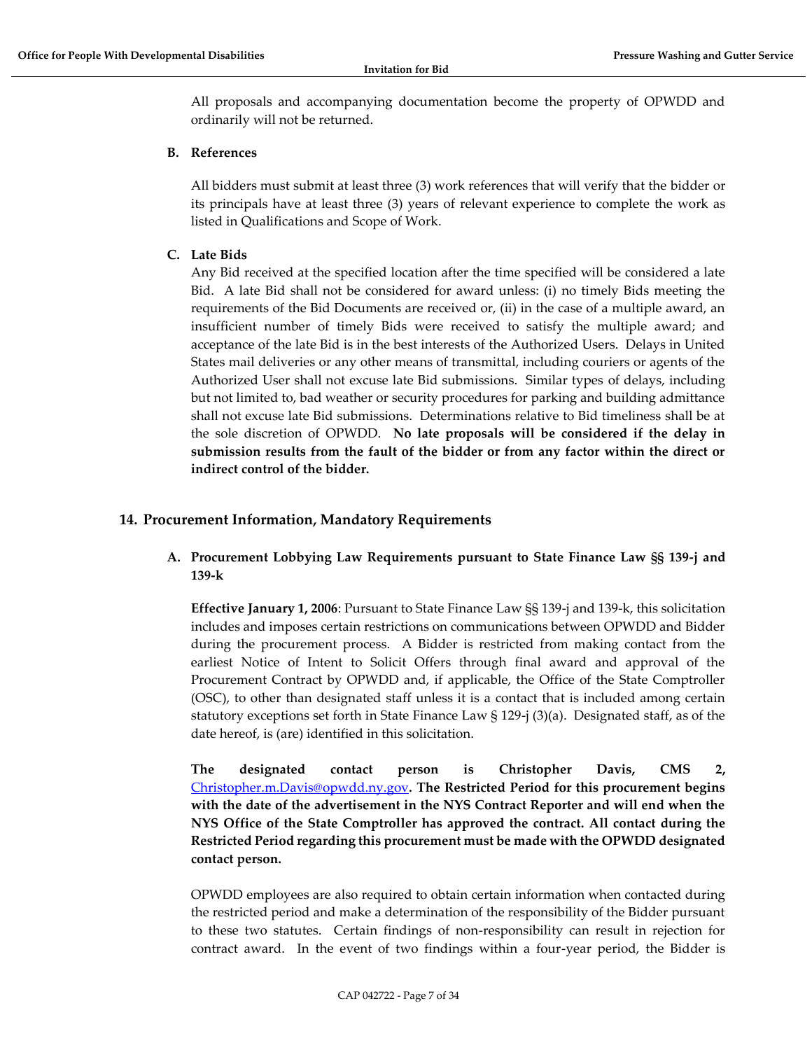All proposals and accompanying documentation become the property of OPWDD and ordinarily will not be returned.

### B. References

All bidders must submit at least three (3) work references that will verify that the bidder or its principals have at least three (3) years of relevant experience to complete the work as listed in Qualifications and Scope of Work.

### C. Late Bids

Any Bid received at the specified location after the time specified will be considered a late Bid. A late Bid shall not be considered for award unless: (i) no timely Bids meeting the requirements of the Bid Documents are received or, (ii) in the case of a multiple award, an insufficient number of timely Bids were received to satisfy the multiple award; and acceptance of the late Bid is in the best interests of the Authorized Users. Delays in United States mail deliveries or any other means of transmittal, including couriers or agents of the Authorized User shall not excuse late Bid submissions. Similar types of delays, including but not limited to, bad weather or security procedures for parking and building admittance shall not excuse late Bid submissions. Determinations relative to Bid timeliness shall be at the sole discretion of OPWDD. **No late proposals will be considered if the delay in submission results from the fault of the bidder or from any factor within the direct or indirect control of the bidder.**

## 14. Procurement Information, Mandatory Requirements

### A. Procurement Lobbying Law Requirements pursuant to State Finance Law §§ 139-j and 139-k

**Effective January 1, 2006**: Pursuant to State Finance Law §§ 139-j and 139-k, this solicitation includes and imposes certain restrictions on communications between OPWDD and Bidder during the procurement process. A Bidder is restricted from making contact from the earliest Notice of Intent to Solicit Offers through final award and approval of the Procurement Contract by OPWDD and, if applicable, the Office of the State Comptroller (OSC), to other than designated staff unless it is a contact that is included among certain statutory exceptions set forth in State Finance Law § 129-j (3)(a). Designated staff, as of the date hereof, is (are) identified in this solicitation.

**The designated contact person is Christopher Davis, CMS 2,** [Christopher.m.Davis@opwdd.ny.gov](mailto:Christopher.m.Davis@opwdd.ny.gov)**. The Restricted Period for this procurement begins with the date of the advertisement in the NYS Contract Reporter and will end when the NYS Office of the State Comptroller has approved the contract. All contact during the Restricted Period regarding this procurement must be made with the OPWDD designated contact person.**

OPWDD employees are also required to obtain certain information when contacted during the restricted period and make a determination of the responsibility of the Bidder pursuant to these two statutes. Certain findings of non-responsibility can result in rejection for contract award. In the event of two findings within a four-year period, the Bidder is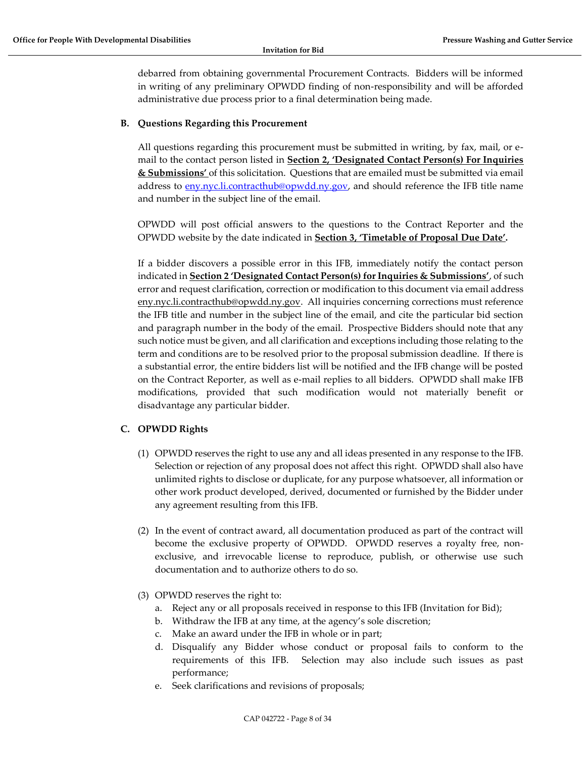debarred from obtaining governmental Procurement Contracts. Bidders will be informed in writing of any preliminary OPWDD finding of non-responsibility and will be afforded administrative due process prior to a final determination being made.

### B. Questions Regarding this Procurement

All questions regarding this procurement must be submitted in writing, by fax, mail, or e-mail to the contact person listed in **Section 2, 'Designated Contact Person(s) For Inquiries & Submissions'** of this solicitation. Questions that are emailed must be submitted via email address to eny.nyc.li.contracthub@opwdd.ny.gov, and should reference the IFB title name and number in the subject line of the email.

OPWDD will post official answers to the questions to the Contract Reporter and the OPWDD website by the date indicated in **Section 3, 'Timetable of Proposal Due Date'.**

If a bidder discovers a possible error in this IFB, immediately notify the contact person indicated in **Section 2 'Designated Contact Person(s) for Inquiries & Submissions'**, of such error and request clarification, correction or modification to this document via email address eny.nyc.li.contracthub@opwdd.ny.gov. All inquiries concerning corrections must reference the IFB title and number in the subject line of the email, and cite the particular bid section and paragraph number in the body of the email. Prospective Bidders should note that any such notice must be given, and all clarification and exceptions including those relating to the term and conditions are to be resolved prior to the proposal submission deadline. If there is a substantial error, the entire bidders list will be notified and the IFB change will be posted on the Contract Reporter, as well as e-mail replies to all bidders. OPWDD shall make IFB modifications, provided that such modification would not materially benefit or disadvantage any particular bidder.

### C. OPWDD Rights

(1) OPWDD reserves the right to use any and all ideas presented in any response to the IFB. Selection or rejection of any proposal does not affect this right. OPWDD shall also have unlimited rights to disclose or duplicate, for any purpose whatsoever, all information or other work product developed, derived, documented or furnished by the Bidder under any agreement resulting from this IFB.

(2) In the event of contract award, all documentation produced as part of the contract will become the exclusive property of OPWDD. OPWDD reserves a royalty free, non-exclusive, and irrevocable license to reproduce, publish, or otherwise use such documentation and to authorize others to do so.

(3) OPWDD reserves the right to:

a. Reject any or all proposals received in response to this IFB (Invitation for Bid);

b. Withdraw the IFB at any time, at the agency's sole discretion;

c. Make an award under the IFB in whole or in part;

d. Disqualify any Bidder whose conduct or proposal fails to conform to the requirements of this IFB. Selection may also include such issues as past performance;

e. Seek clarifications and revisions of proposals;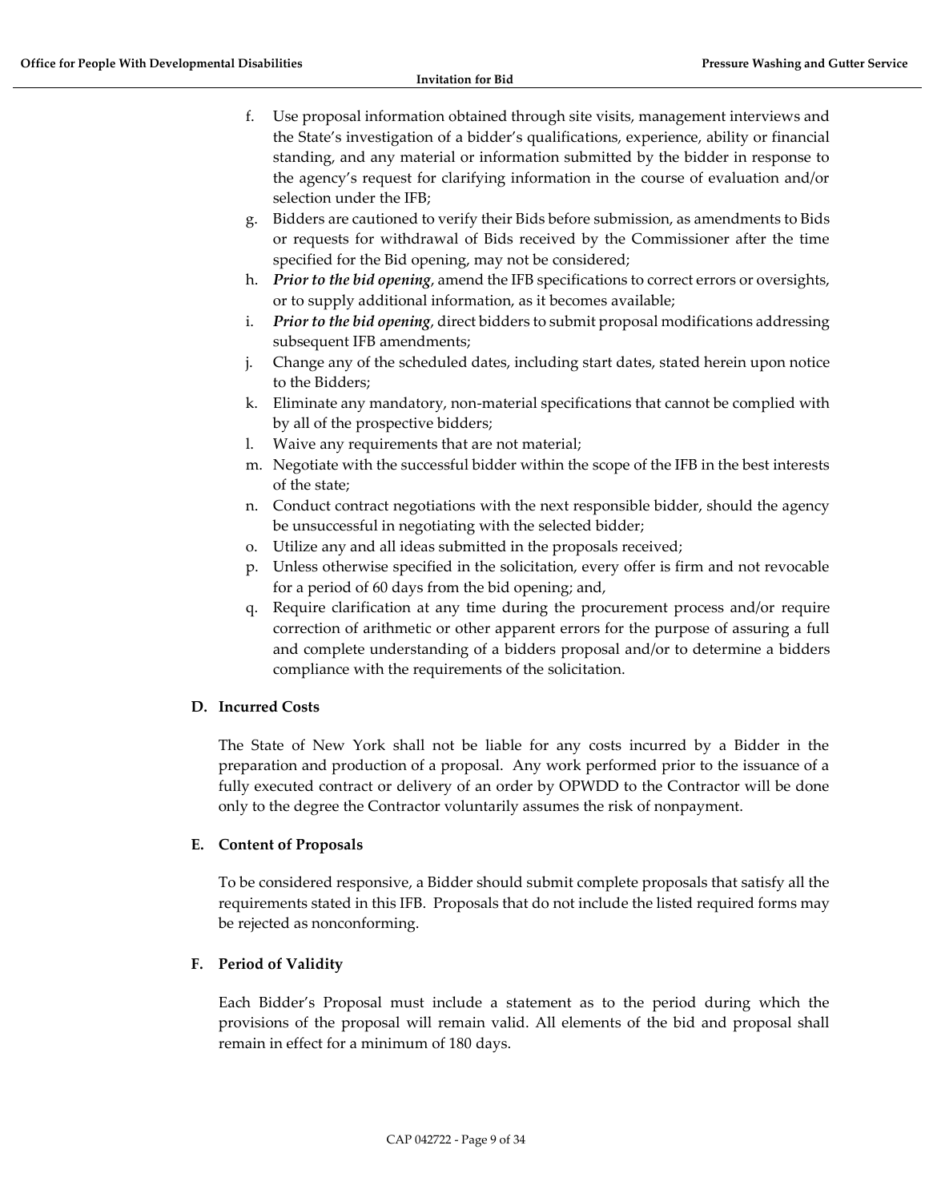f. Use proposal information obtained through site visits, management interviews and the State's investigation of a bidder's qualifications, experience, ability or financial standing, and any material or information submitted by the bidder in response to the agency's request for clarifying information in the course of evaluation and/or selection under the IFB;
g. Bidders are cautioned to verify their Bids before submission, as amendments to Bids or requests for withdrawal of Bids received by the Commissioner after the time specified for the Bid opening, may not be considered;
h. ***Prior to the bid opening***, amend the IFB specifications to correct errors or oversights, or to supply additional information, as it becomes available;
i. ***Prior to the bid opening***, direct bidders to submit proposal modifications addressing subsequent IFB amendments;
j. Change any of the scheduled dates, including start dates, stated herein upon notice to the Bidders;
k. Eliminate any mandatory, non-material specifications that cannot be complied with by all of the prospective bidders;
l. Waive any requirements that are not material;
m. Negotiate with the successful bidder within the scope of the IFB in the best interests of the state;
n. Conduct contract negotiations with the next responsible bidder, should the agency be unsuccessful in negotiating with the selected bidder;
o. Utilize any and all ideas submitted in the proposals received;
p. Unless otherwise specified in the solicitation, every offer is firm and not revocable for a period of 60 days from the bid opening; and,
q. Require clarification at any time during the procurement process and/or require correction of arithmetic or other apparent errors for the purpose of assuring a full and complete understanding of a bidders proposal and/or to determine a bidders compliance with the requirements of the solicitation.

### D. Incurred Costs

The State of New York shall not be liable for any costs incurred by a Bidder in the preparation and production of a proposal. Any work performed prior to the issuance of a fully executed contract or delivery of an order by OPWDD to the Contractor will be done only to the degree the Contractor voluntarily assumes the risk of nonpayment.

### E. Content of Proposals

To be considered responsive, a Bidder should submit complete proposals that satisfy all the requirements stated in this IFB. Proposals that do not include the listed required forms may be rejected as nonconforming.

### F. Period of Validity

Each Bidder's Proposal must include a statement as to the period during which the provisions of the proposal will remain valid. All elements of the bid and proposal shall remain in effect for a minimum of 180 days.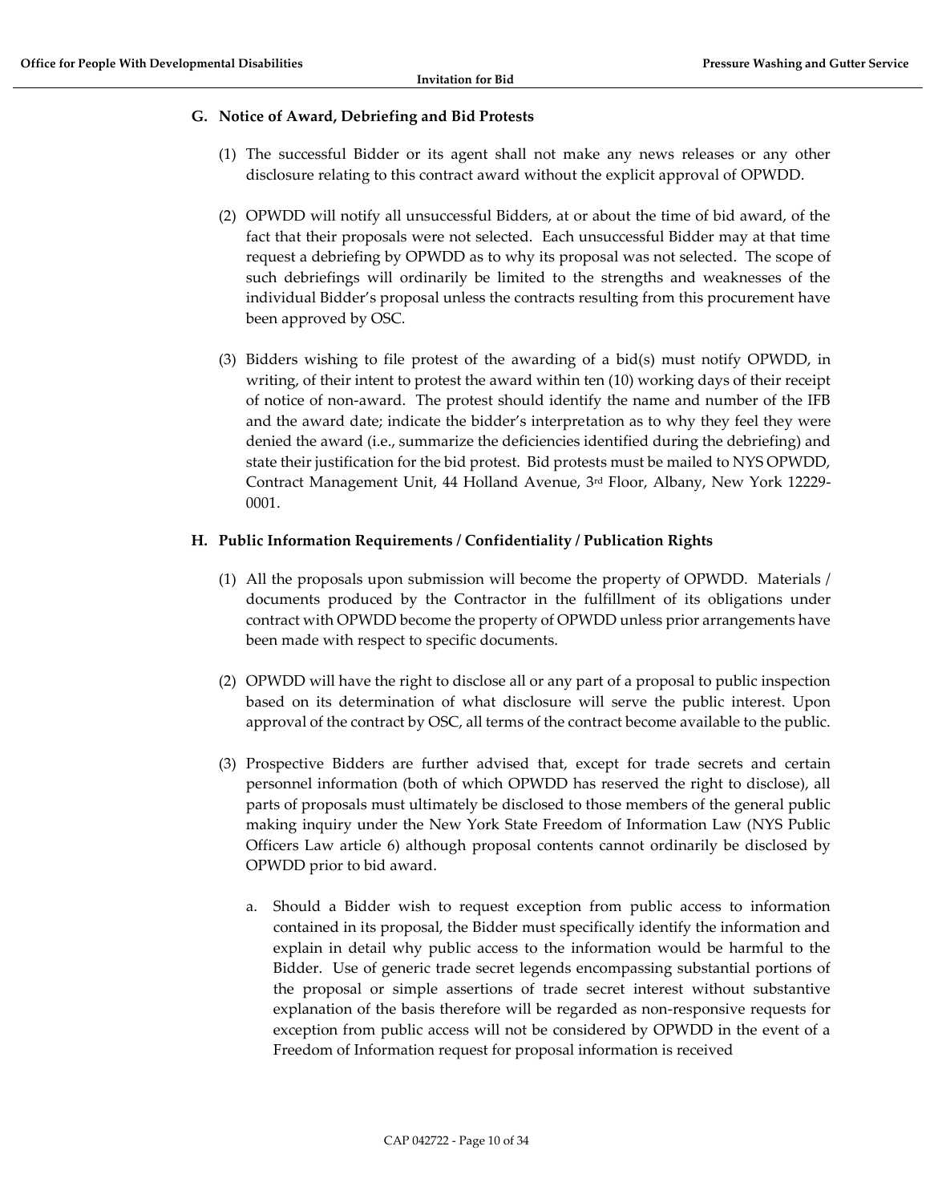## G. Notice of Award, Debriefing and Bid Protests

(1) The successful Bidder or its agent shall not make any news releases or any other disclosure relating to this contract award without the explicit approval of OPWDD.

(2) OPWDD will notify all unsuccessful Bidders, at or about the time of bid award, of the fact that their proposals were not selected. Each unsuccessful Bidder may at that time request a debriefing by OPWDD as to why its proposal was not selected. The scope of such debriefings will ordinarily be limited to the strengths and weaknesses of the individual Bidder's proposal unless the contracts resulting from this procurement have been approved by OSC.

(3) Bidders wishing to file protest of the awarding of a bid(s) must notify OPWDD, in writing, of their intent to protest the award within ten (10) working days of their receipt of notice of non-award. The protest should identify the name and number of the IFB and the award date; indicate the bidder's interpretation as to why they feel they were denied the award (i.e., summarize the deficiencies identified during the debriefing) and state their justification for the bid protest. Bid protests must be mailed to NYS OPWDD, Contract Management Unit, 44 Holland Avenue, 3rd Floor, Albany, New York 12229-0001.

## H. Public Information Requirements / Confidentiality / Publication Rights

(1) All the proposals upon submission will become the property of OPWDD. Materials / documents produced by the Contractor in the fulfillment of its obligations under contract with OPWDD become the property of OPWDD unless prior arrangements have been made with respect to specific documents.

(2) OPWDD will have the right to disclose all or any part of a proposal to public inspection based on its determination of what disclosure will serve the public interest. Upon approval of the contract by OSC, all terms of the contract become available to the public.

(3) Prospective Bidders are further advised that, except for trade secrets and certain personnel information (both of which OPWDD has reserved the right to disclose), all parts of proposals must ultimately be disclosed to those members of the general public making inquiry under the New York State Freedom of Information Law (NYS Public Officers Law article 6) although proposal contents cannot ordinarily be disclosed by OPWDD prior to bid award.

   a. Should a Bidder wish to request exception from public access to information contained in its proposal, the Bidder must specifically identify the information and explain in detail why public access to the information would be harmful to the Bidder. Use of generic trade secret legends encompassing substantial portions of the proposal or simple assertions of trade secret interest without substantive explanation of the basis therefore will be regarded as non-responsive requests for exception from public access will not be considered by OPWDD in the event of a Freedom of Information request for proposal information is received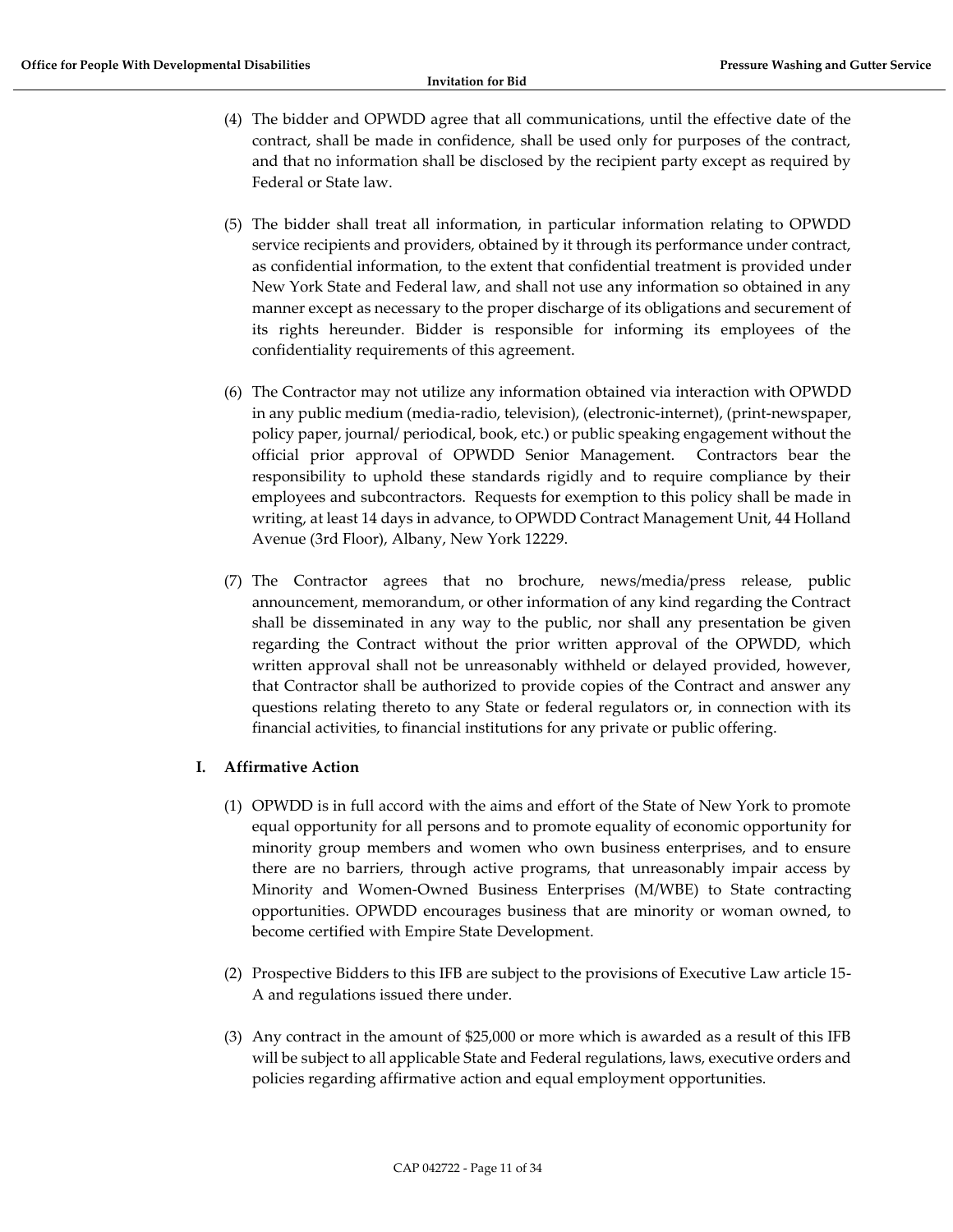(4) The bidder and OPWDD agree that all communications, until the effective date of the contract, shall be made in confidence, shall be used only for purposes of the contract, and that no information shall be disclosed by the recipient party except as required by Federal or State law.

(5) The bidder shall treat all information, in particular information relating to OPWDD service recipients and providers, obtained by it through its performance under contract, as confidential information, to the extent that confidential treatment is provided under New York State and Federal law, and shall not use any information so obtained in any manner except as necessary to the proper discharge of its obligations and securement of its rights hereunder. Bidder is responsible for informing its employees of the confidentiality requirements of this agreement.

(6) The Contractor may not utilize any information obtained via interaction with OPWDD in any public medium (media-radio, television), (electronic-internet), (print-newspaper, policy paper, journal/ periodical, book, etc.) or public speaking engagement without the official prior approval of OPWDD Senior Management. Contractors bear the responsibility to uphold these standards rigidly and to require compliance by their employees and subcontractors. Requests for exemption to this policy shall be made in writing, at least 14 days in advance, to OPWDD Contract Management Unit, 44 Holland Avenue (3rd Floor), Albany, New York 12229.

(7) The Contractor agrees that no brochure, news/media/press release, public announcement, memorandum, or other information of any kind regarding the Contract shall be disseminated in any way to the public, nor shall any presentation be given regarding the Contract without the prior written approval of the OPWDD, which written approval shall not be unreasonably withheld or delayed provided, however, that Contractor shall be authorized to provide copies of the Contract and answer any questions relating thereto to any State or federal regulators or, in connection with its financial activities, to financial institutions for any private or public offering.

## I. Affirmative Action

(1) OPWDD is in full accord with the aims and effort of the State of New York to promote equal opportunity for all persons and to promote equality of economic opportunity for minority group members and women who own business enterprises, and to ensure there are no barriers, through active programs, that unreasonably impair access by Minority and Women-Owned Business Enterprises (M/WBE) to State contracting opportunities. OPWDD encourages business that are minority or woman owned, to become certified with Empire State Development.

(2) Prospective Bidders to this IFB are subject to the provisions of Executive Law article 15-A and regulations issued there under.

(3) Any contract in the amount of $25,000 or more which is awarded as a result of this IFB will be subject to all applicable State and Federal regulations, laws, executive orders and policies regarding affirmative action and equal employment opportunities.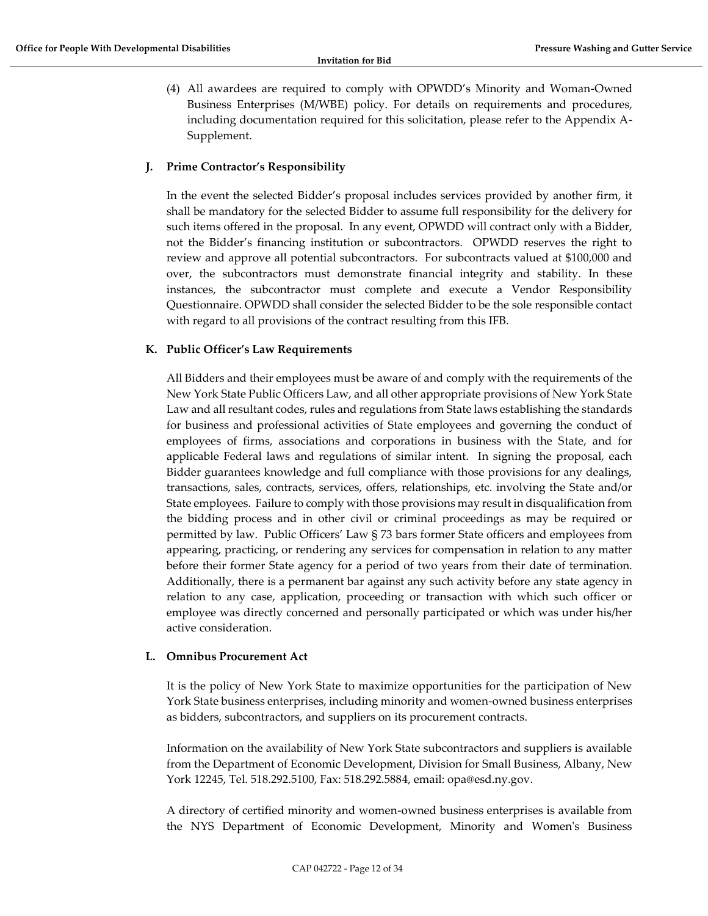(4) All awardees are required to comply with OPWDD's Minority and Woman-Owned Business Enterprises (M/WBE) policy. For details on requirements and procedures, including documentation required for this solicitation, please refer to the Appendix A-Supplement.

**J. Prime Contractor's Responsibility**

In the event the selected Bidder's proposal includes services provided by another firm, it shall be mandatory for the selected Bidder to assume full responsibility for the delivery for such items offered in the proposal. In any event, OPWDD will contract only with a Bidder, not the Bidder's financing institution or subcontractors. OPWDD reserves the right to review and approve all potential subcontractors. For subcontracts valued at $100,000 and over, the subcontractors must demonstrate financial integrity and stability. In these instances, the subcontractor must complete and execute a Vendor Responsibility Questionnaire. OPWDD shall consider the selected Bidder to be the sole responsible contact with regard to all provisions of the contract resulting from this IFB.

**K. Public Officer's Law Requirements**

All Bidders and their employees must be aware of and comply with the requirements of the New York State Public Officers Law, and all other appropriate provisions of New York State Law and all resultant codes, rules and regulations from State laws establishing the standards for business and professional activities of State employees and governing the conduct of employees of firms, associations and corporations in business with the State, and for applicable Federal laws and regulations of similar intent. In signing the proposal, each Bidder guarantees knowledge and full compliance with those provisions for any dealings, transactions, sales, contracts, services, offers, relationships, etc. involving the State and/or State employees. Failure to comply with those provisions may result in disqualification from the bidding process and in other civil or criminal proceedings as may be required or permitted by law. Public Officers' Law § 73 bars former State officers and employees from appearing, practicing, or rendering any services for compensation in relation to any matter before their former State agency for a period of two years from their date of termination. Additionally, there is a permanent bar against any such activity before any state agency in relation to any case, application, proceeding or transaction with which such officer or employee was directly concerned and personally participated or which was under his/her active consideration.

**L. Omnibus Procurement Act**

It is the policy of New York State to maximize opportunities for the participation of New York State business enterprises, including minority and women-owned business enterprises as bidders, subcontractors, and suppliers on its procurement contracts.

Information on the availability of New York State subcontractors and suppliers is available from the Department of Economic Development, Division for Small Business, Albany, New York 12245, Tel. 518.292.5100, Fax: 518.292.5884, email: opa@esd.ny.gov.

A directory of certified minority and women-owned business enterprises is available from the NYS Department of Economic Development, Minority and Women's Business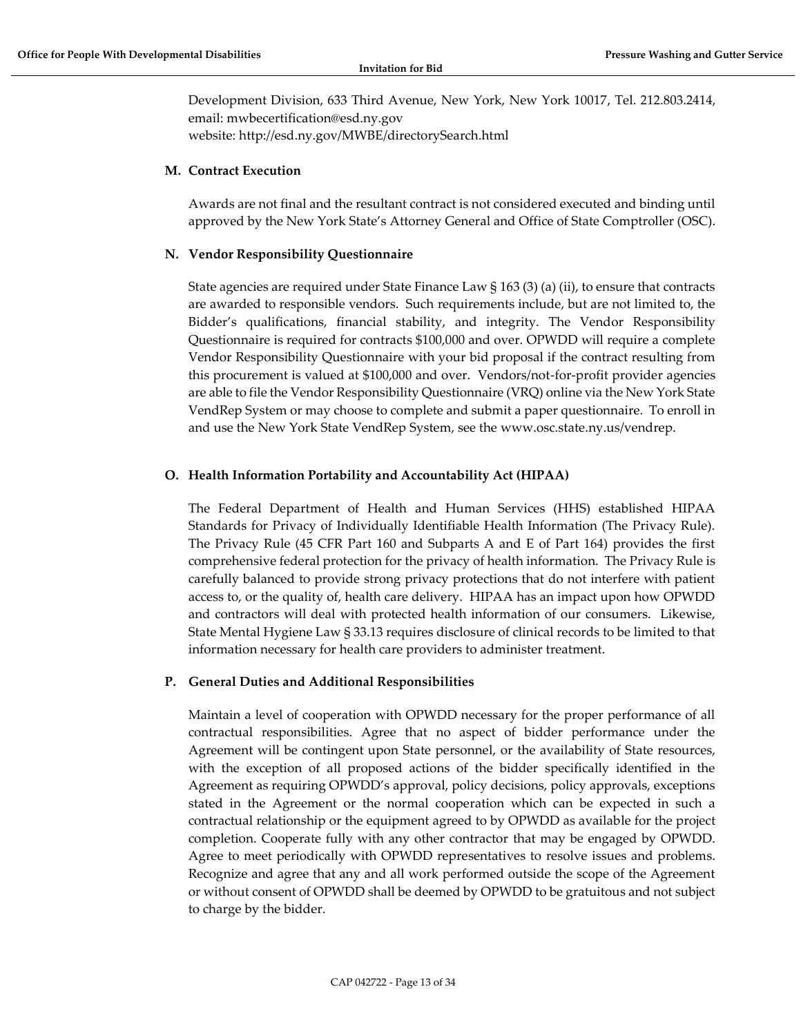Development Division, 633 Third Avenue, New York, New York 10017, Tel. 212.803.2414, email: mwbecertification@esd.ny.gov
website: http://esd.ny.gov/MWBE/directorySearch.html

**M. Contract Execution**

Awards are not final and the resultant contract is not considered executed and binding until approved by the New York State's Attorney General and Office of State Comptroller (OSC).

**N. Vendor Responsibility Questionnaire**

State agencies are required under State Finance Law § 163 (3) (a) (ii), to ensure that contracts are awarded to responsible vendors. Such requirements include, but are not limited to, the Bidder's qualifications, financial stability, and integrity. The Vendor Responsibility Questionnaire is required for contracts $100,000 and over. OPWDD will require a complete Vendor Responsibility Questionnaire with your bid proposal if the contract resulting from this procurement is valued at $100,000 and over. Vendors/not-for-profit provider agencies are able to file the Vendor Responsibility Questionnaire (VRQ) online via the New York State VendRep System or may choose to complete and submit a paper questionnaire. To enroll in and use the New York State VendRep System, see the www.osc.state.ny.us/vendrep.

**O. Health Information Portability and Accountability Act (HIPAA)**

The Federal Department of Health and Human Services (HHS) established HIPAA Standards for Privacy of Individually Identifiable Health Information (The Privacy Rule). The Privacy Rule (45 CFR Part 160 and Subparts A and E of Part 164) provides the first comprehensive federal protection for the privacy of health information. The Privacy Rule is carefully balanced to provide strong privacy protections that do not interfere with patient access to, or the quality of, health care delivery. HIPAA has an impact upon how OPWDD and contractors will deal with protected health information of our consumers. Likewise, State Mental Hygiene Law § 33.13 requires disclosure of clinical records to be limited to that information necessary for health care providers to administer treatment.

**P. General Duties and Additional Responsibilities**

Maintain a level of cooperation with OPWDD necessary for the proper performance of all contractual responsibilities. Agree that no aspect of bidder performance under the Agreement will be contingent upon State personnel, or the availability of State resources, with the exception of all proposed actions of the bidder specifically identified in the Agreement as requiring OPWDD's approval, policy decisions, policy approvals, exceptions stated in the Agreement or the normal cooperation which can be expected in such a contractual relationship or the equipment agreed to by OPWDD as available for the project completion. Cooperate fully with any other contractor that may be engaged by OPWDD. Agree to meet periodically with OPWDD representatives to resolve issues and problems. Recognize and agree that any and all work performed outside the scope of the Agreement or without consent of OPWDD shall be deemed by OPWDD to be gratuitous and not subject to charge by the bidder.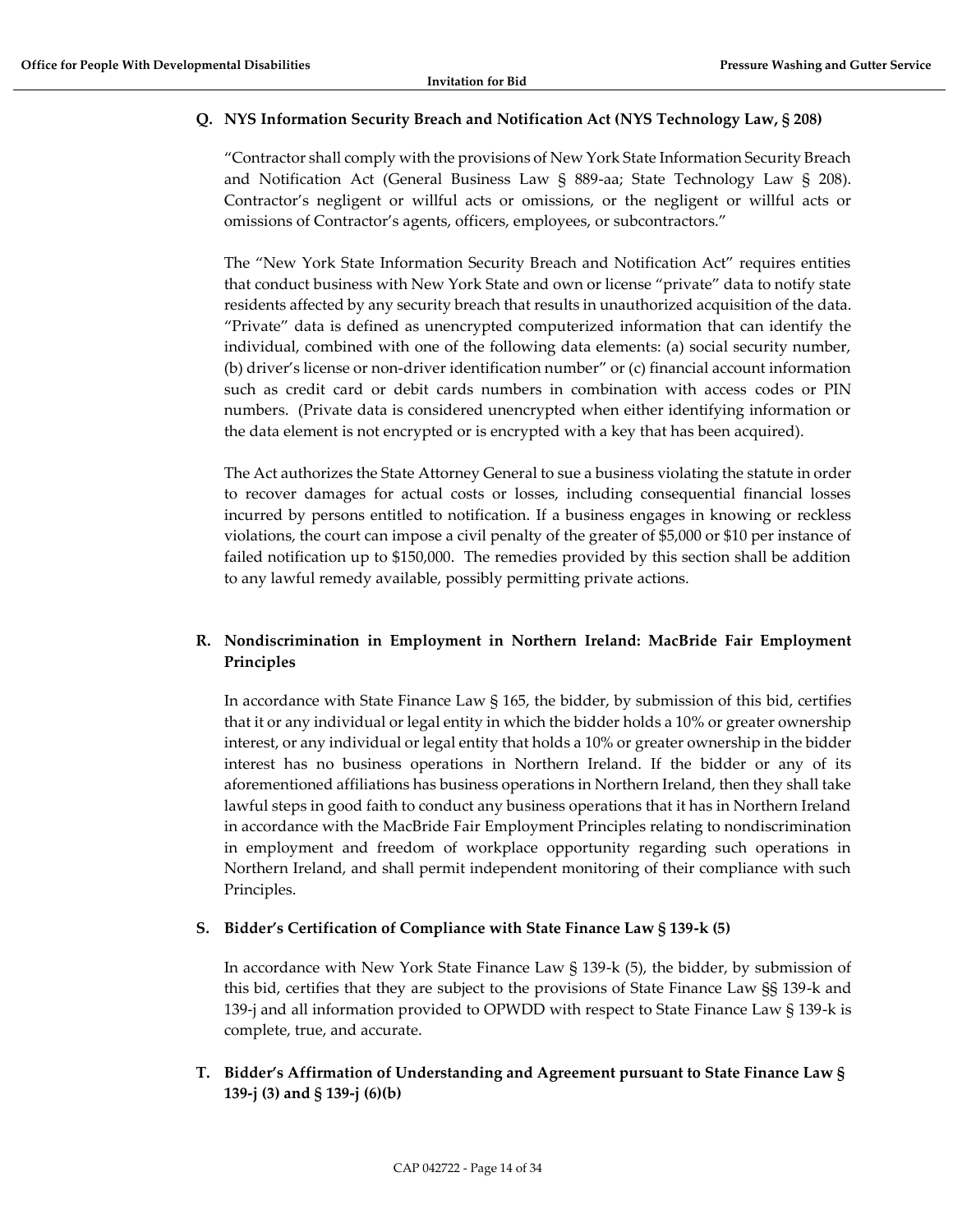## Q. NYS Information Security Breach and Notification Act (NYS Technology Law, § 208)

"Contractor shall comply with the provisions of New York State Information Security Breach and Notification Act (General Business Law § 889-aa; State Technology Law § 208). Contractor's negligent or willful acts or omissions, or the negligent or willful acts or omissions of Contractor's agents, officers, employees, or subcontractors."

The "New York State Information Security Breach and Notification Act" requires entities that conduct business with New York State and own or license "private" data to notify state residents affected by any security breach that results in unauthorized acquisition of the data. "Private" data is defined as unencrypted computerized information that can identify the individual, combined with one of the following data elements: (a) social security number, (b) driver's license or non-driver identification number" or (c) financial account information such as credit card or debit cards numbers in combination with access codes or PIN numbers. (Private data is considered unencrypted when either identifying information or the data element is not encrypted or is encrypted with a key that has been acquired).

The Act authorizes the State Attorney General to sue a business violating the statute in order to recover damages for actual costs or losses, including consequential financial losses incurred by persons entitled to notification. If a business engages in knowing or reckless violations, the court can impose a civil penalty of the greater of $5,000 or $10 per instance of failed notification up to $150,000. The remedies provided by this section shall be addition to any lawful remedy available, possibly permitting private actions.

## R. Nondiscrimination in Employment in Northern Ireland: MacBride Fair Employment Principles

In accordance with State Finance Law § 165, the bidder, by submission of this bid, certifies that it or any individual or legal entity in which the bidder holds a 10% or greater ownership interest, or any individual or legal entity that holds a 10% or greater ownership in the bidder interest has no business operations in Northern Ireland. If the bidder or any of its aforementioned affiliations has business operations in Northern Ireland, then they shall take lawful steps in good faith to conduct any business operations that it has in Northern Ireland in accordance with the MacBride Fair Employment Principles relating to nondiscrimination in employment and freedom of workplace opportunity regarding such operations in Northern Ireland, and shall permit independent monitoring of their compliance with such Principles.

## S. Bidder's Certification of Compliance with State Finance Law § 139-k (5)

In accordance with New York State Finance Law § 139-k (5), the bidder, by submission of this bid, certifies that they are subject to the provisions of State Finance Law §§ 139-k and 139-j and all information provided to OPWDD with respect to State Finance Law § 139-k is complete, true, and accurate.

## T. Bidder's Affirmation of Understanding and Agreement pursuant to State Finance Law § 139-j (3) and § 139-j (6)(b)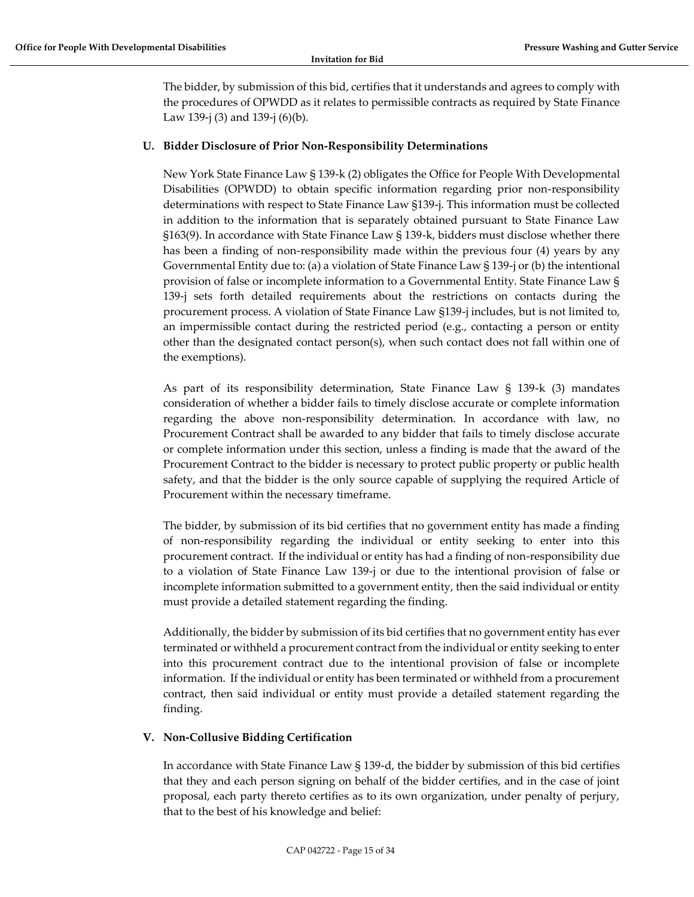The bidder, by submission of this bid, certifies that it understands and agrees to comply with the procedures of OPWDD as it relates to permissible contracts as required by State Finance Law 139-j (3) and 139-j (6)(b).

### U. Bidder Disclosure of Prior Non-Responsibility Determinations

New York State Finance Law § 139-k (2) obligates the Office for People With Developmental Disabilities (OPWDD) to obtain specific information regarding prior non-responsibility determinations with respect to State Finance Law §139-j. This information must be collected in addition to the information that is separately obtained pursuant to State Finance Law §163(9). In accordance with State Finance Law § 139-k, bidders must disclose whether there has been a finding of non-responsibility made within the previous four (4) years by any Governmental Entity due to: (a) a violation of State Finance Law § 139-j or (b) the intentional provision of false or incomplete information to a Governmental Entity. State Finance Law § 139-j sets forth detailed requirements about the restrictions on contacts during the procurement process. A violation of State Finance Law §139-j includes, but is not limited to, an impermissible contact during the restricted period (e.g., contacting a person or entity other than the designated contact person(s), when such contact does not fall within one of the exemptions).

As part of its responsibility determination, State Finance Law § 139-k (3) mandates consideration of whether a bidder fails to timely disclose accurate or complete information regarding the above non-responsibility determination. In accordance with law, no Procurement Contract shall be awarded to any bidder that fails to timely disclose accurate or complete information under this section, unless a finding is made that the award of the Procurement Contract to the bidder is necessary to protect public property or public health safety, and that the bidder is the only source capable of supplying the required Article of Procurement within the necessary timeframe.

The bidder, by submission of its bid certifies that no government entity has made a finding of non-responsibility regarding the individual or entity seeking to enter into this procurement contract. If the individual or entity has had a finding of non-responsibility due to a violation of State Finance Law 139-j or due to the intentional provision of false or incomplete information submitted to a government entity, then the said individual or entity must provide a detailed statement regarding the finding.

Additionally, the bidder by submission of its bid certifies that no government entity has ever terminated or withheld a procurement contract from the individual or entity seeking to enter into this procurement contract due to the intentional provision of false or incomplete information. If the individual or entity has been terminated or withheld from a procurement contract, then said individual or entity must provide a detailed statement regarding the finding.

### V. Non-Collusive Bidding Certification

In accordance with State Finance Law § 139-d, the bidder by submission of this bid certifies that they and each person signing on behalf of the bidder certifies, and in the case of joint proposal, each party thereto certifies as to its own organization, under penalty of perjury, that to the best of his knowledge and belief: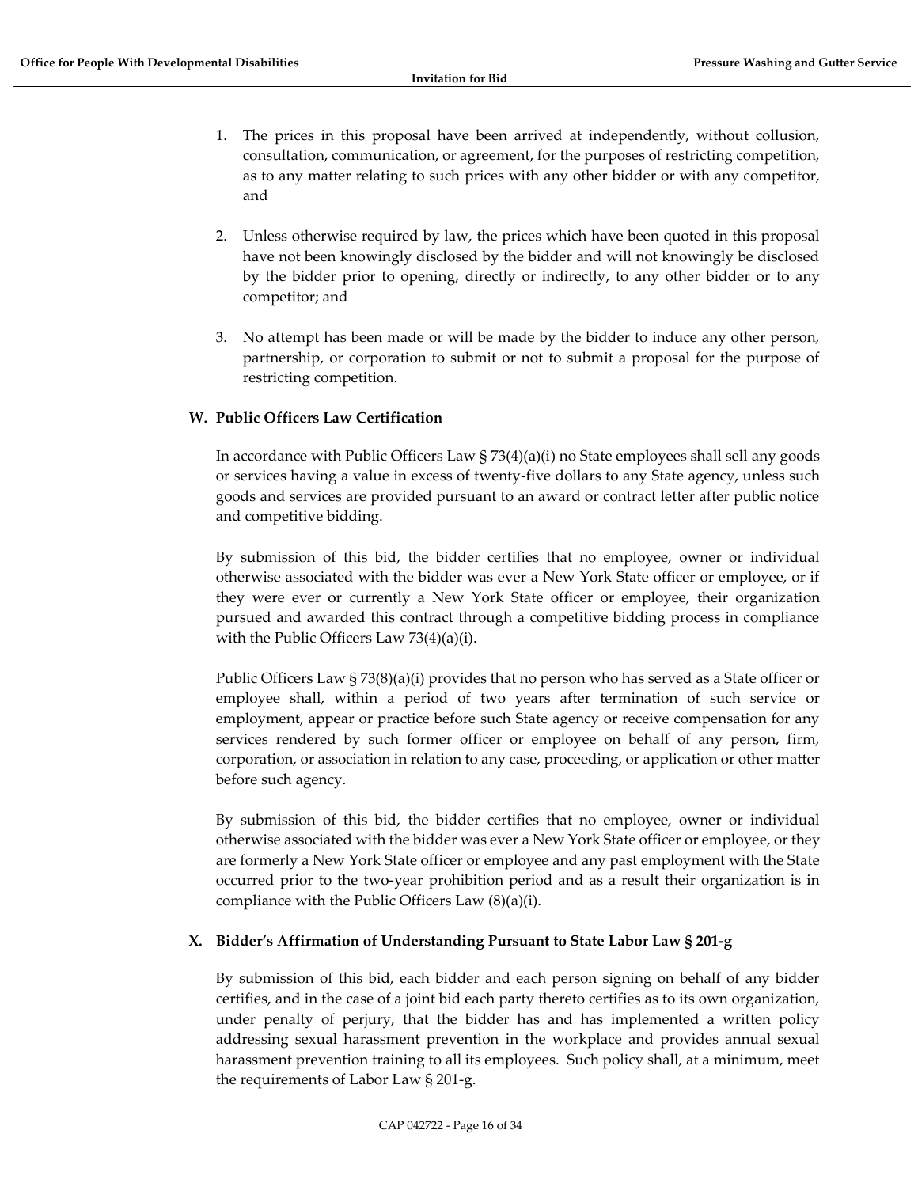1. The prices in this proposal have been arrived at independently, without collusion, consultation, communication, or agreement, for the purposes of restricting competition, as to any matter relating to such prices with any other bidder or with any competitor, and

2. Unless otherwise required by law, the prices which have been quoted in this proposal have not been knowingly disclosed by the bidder and will not knowingly be disclosed by the bidder prior to opening, directly or indirectly, to any other bidder or to any competitor; and

3. No attempt has been made or will be made by the bidder to induce any other person, partnership, or corporation to submit or not to submit a proposal for the purpose of restricting competition.

### W. Public Officers Law Certification

In accordance with Public Officers Law § 73(4)(a)(i) no State employees shall sell any goods or services having a value in excess of twenty-five dollars to any State agency, unless such goods and services are provided pursuant to an award or contract letter after public notice and competitive bidding.

By submission of this bid, the bidder certifies that no employee, owner or individual otherwise associated with the bidder was ever a New York State officer or employee, or if they were ever or currently a New York State officer or employee, their organization pursued and awarded this contract through a competitive bidding process in compliance with the Public Officers Law 73(4)(a)(i).

Public Officers Law § 73(8)(a)(i) provides that no person who has served as a State officer or employee shall, within a period of two years after termination of such service or employment, appear or practice before such State agency or receive compensation for any services rendered by such former officer or employee on behalf of any person, firm, corporation, or association in relation to any case, proceeding, or application or other matter before such agency.

By submission of this bid, the bidder certifies that no employee, owner or individual otherwise associated with the bidder was ever a New York State officer or employee, or they are formerly a New York State officer or employee and any past employment with the State occurred prior to the two-year prohibition period and as a result their organization is in compliance with the Public Officers Law (8)(a)(i).

### X. Bidder's Affirmation of Understanding Pursuant to State Labor Law § 201-g

By submission of this bid, each bidder and each person signing on behalf of any bidder certifies, and in the case of a joint bid each party thereto certifies as to its own organization, under penalty of perjury, that the bidder has and has implemented a written policy addressing sexual harassment prevention in the workplace and provides annual sexual harassment prevention training to all its employees. Such policy shall, at a minimum, meet the requirements of Labor Law § 201-g.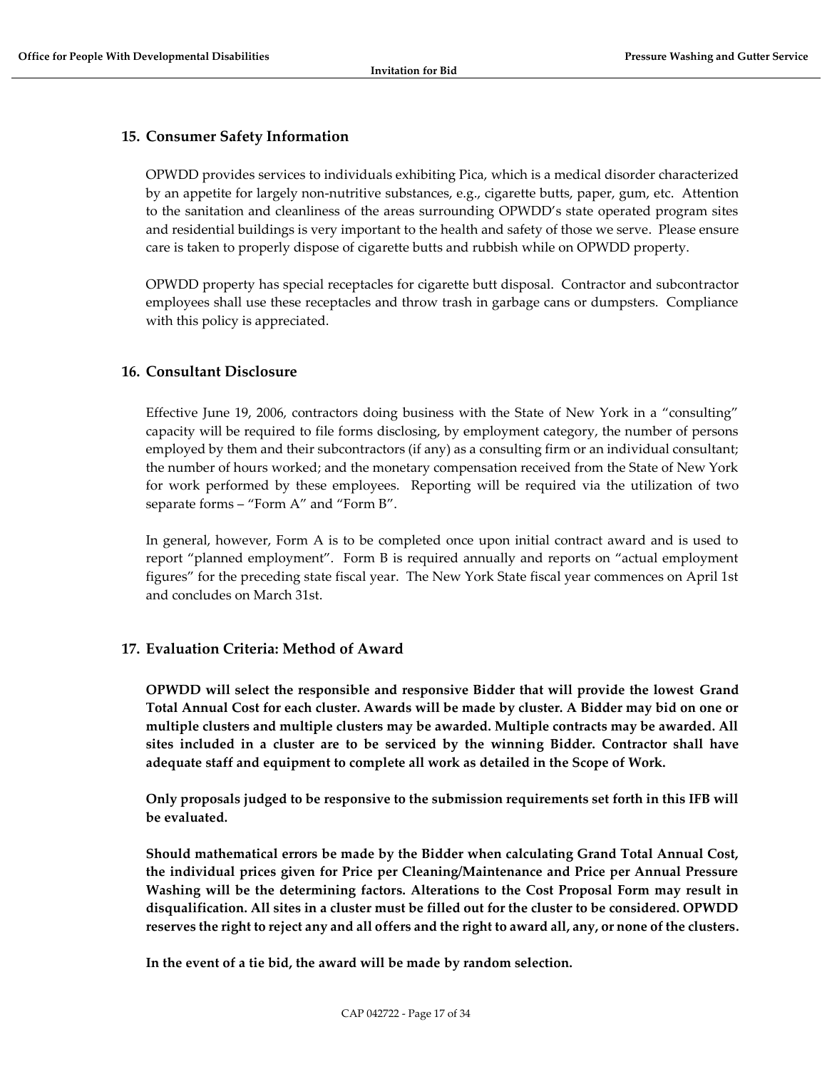## 15. Consumer Safety Information

OPWDD provides services to individuals exhibiting Pica, which is a medical disorder characterized by an appetite for largely non-nutritive substances, e.g., cigarette butts, paper, gum, etc. Attention to the sanitation and cleanliness of the areas surrounding OPWDD's state operated program sites and residential buildings is very important to the health and safety of those we serve. Please ensure care is taken to properly dispose of cigarette butts and rubbish while on OPWDD property.

OPWDD property has special receptacles for cigarette butt disposal. Contractor and subcontractor employees shall use these receptacles and throw trash in garbage cans or dumpsters. Compliance with this policy is appreciated.

## 16. Consultant Disclosure

Effective June 19, 2006, contractors doing business with the State of New York in a "consulting" capacity will be required to file forms disclosing, by employment category, the number of persons employed by them and their subcontractors (if any) as a consulting firm or an individual consultant; the number of hours worked; and the monetary compensation received from the State of New York for work performed by these employees. Reporting will be required via the utilization of two separate forms – "Form A" and "Form B".

In general, however, Form A is to be completed once upon initial contract award and is used to report "planned employment". Form B is required annually and reports on "actual employment figures" for the preceding state fiscal year. The New York State fiscal year commences on April 1st and concludes on March 31st.

## 17. Evaluation Criteria: Method of Award

**OPWDD will select the responsible and responsive Bidder that will provide the lowest Grand Total Annual Cost for each cluster. Awards will be made by cluster. A Bidder may bid on one or multiple clusters and multiple clusters may be awarded. Multiple contracts may be awarded. All sites included in a cluster are to be serviced by the winning Bidder. Contractor shall have adequate staff and equipment to complete all work as detailed in the Scope of Work.**

**Only proposals judged to be responsive to the submission requirements set forth in this IFB will be evaluated.**

**Should mathematical errors be made by the Bidder when calculating Grand Total Annual Cost, the individual prices given for Price per Cleaning/Maintenance and Price per Annual Pressure Washing will be the determining factors. Alterations to the Cost Proposal Form may result in disqualification. All sites in a cluster must be filled out for the cluster to be considered. OPWDD reserves the right to reject any and all offers and the right to award all, any, or none of the clusters.**

**In the event of a tie bid, the award will be made by random selection.**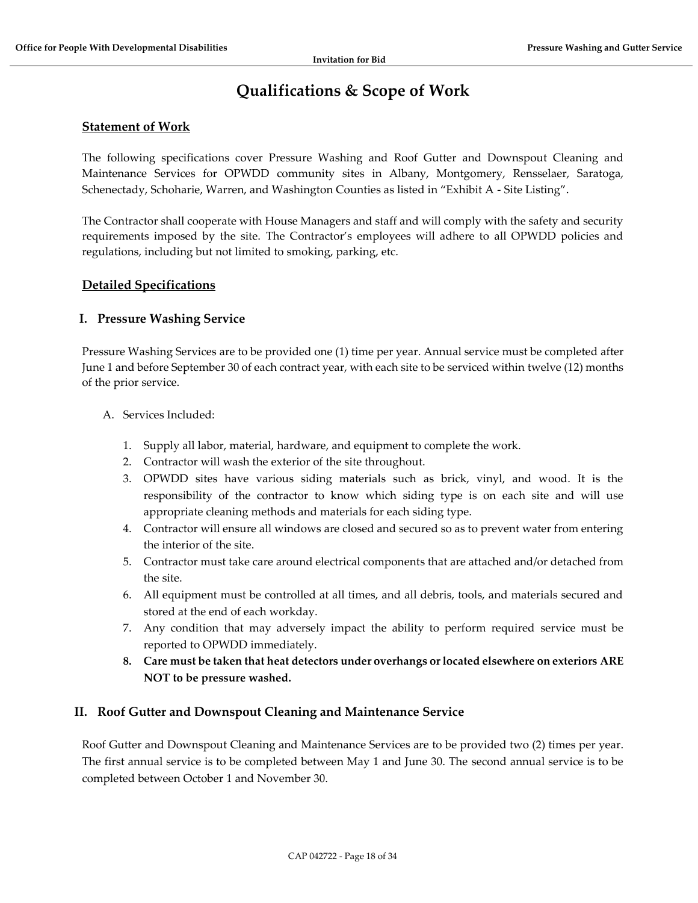# Qualifications & Scope of Work

## Statement of Work

The following specifications cover Pressure Washing and Roof Gutter and Downspout Cleaning and Maintenance Services for OPWDD community sites in Albany, Montgomery, Rensselaer, Saratoga, Schenectady, Schoharie, Warren, and Washington Counties as listed in "Exhibit A - Site Listing".

The Contractor shall cooperate with House Managers and staff and will comply with the safety and security requirements imposed by the site. The Contractor's employees will adhere to all OPWDD policies and regulations, including but not limited to smoking, parking, etc.

## Detailed Specifications

### I. Pressure Washing Service

Pressure Washing Services are to be provided one (1) time per year. Annual service must be completed after June 1 and before September 30 of each contract year, with each site to be serviced within twelve (12) months of the prior service.

A. Services Included:

1. Supply all labor, material, hardware, and equipment to complete the work.
2. Contractor will wash the exterior of the site throughout.
3. OPWDD sites have various siding materials such as brick, vinyl, and wood. It is the responsibility of the contractor to know which siding type is on each site and will use appropriate cleaning methods and materials for each siding type.
4. Contractor will ensure all windows are closed and secured so as to prevent water from entering the interior of the site.
5. Contractor must take care around electrical components that are attached and/or detached from the site.
6. All equipment must be controlled at all times, and all debris, tools, and materials secured and stored at the end of each workday.
7. Any condition that may adversely impact the ability to perform required service must be reported to OPWDD immediately.
8. **Care must be taken that heat detectors under overhangs or located elsewhere on exteriors ARE NOT to be pressure washed.**

### II. Roof Gutter and Downspout Cleaning and Maintenance Service

Roof Gutter and Downspout Cleaning and Maintenance Services are to be provided two (2) times per year. The first annual service is to be completed between May 1 and June 30. The second annual service is to be completed between October 1 and November 30.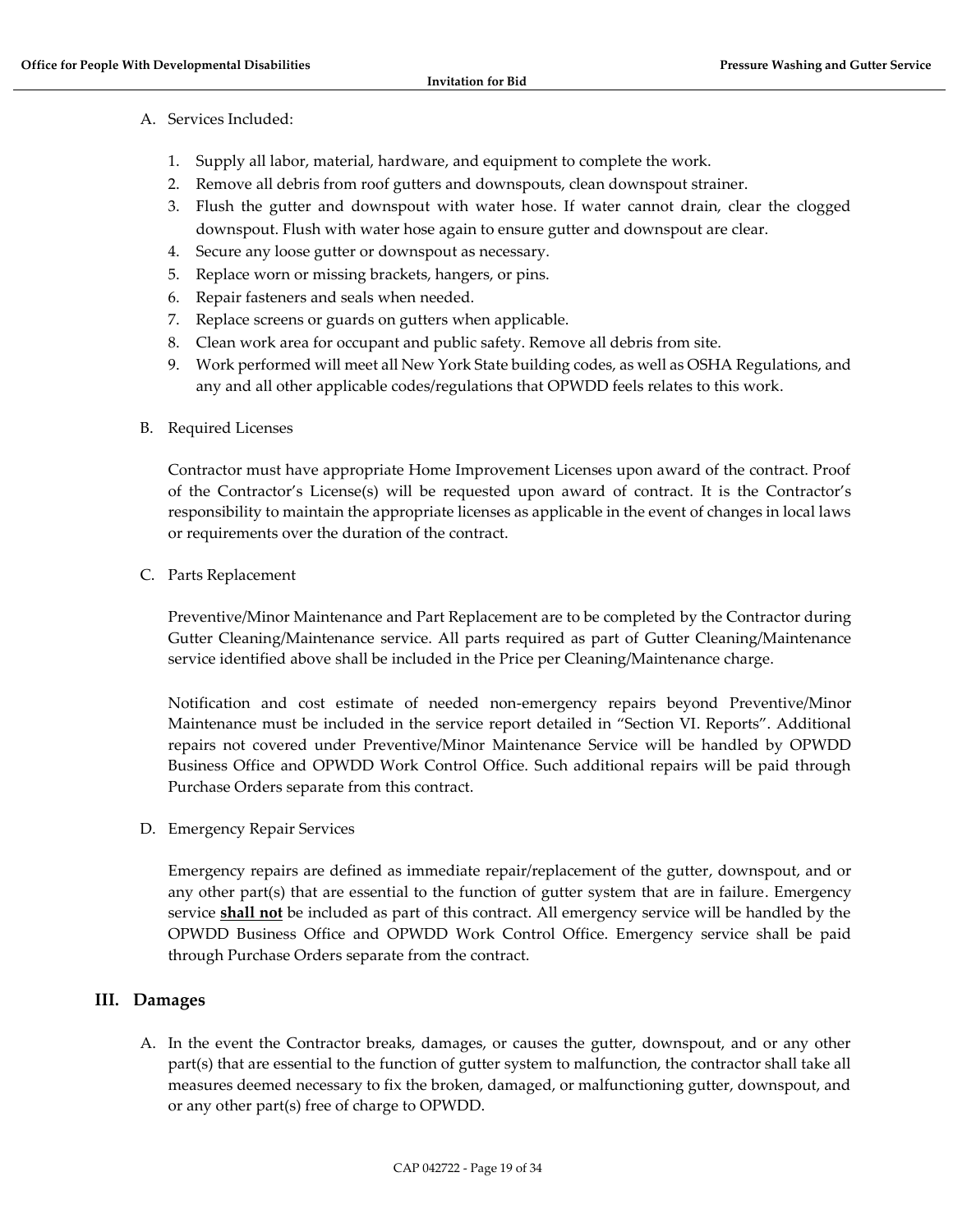A. Services Included:

   1. Supply all labor, material, hardware, and equipment to complete the work.
   2. Remove all debris from roof gutters and downspouts, clean downspout strainer.
   3. Flush the gutter and downspout with water hose. If water cannot drain, clear the clogged downspout. Flush with water hose again to ensure gutter and downspout are clear.
   4. Secure any loose gutter or downspout as necessary.
   5. Replace worn or missing brackets, hangers, or pins.
   6. Repair fasteners and seals when needed.
   7. Replace screens or guards on gutters when applicable.
   8. Clean work area for occupant and public safety. Remove all debris from site.
   9. Work performed will meet all New York State building codes, as well as OSHA Regulations, and any and all other applicable codes/regulations that OPWDD feels relates to this work.

B. Required Licenses

   Contractor must have appropriate Home Improvement Licenses upon award of the contract. Proof of the Contractor's License(s) will be requested upon award of contract. It is the Contractor's responsibility to maintain the appropriate licenses as applicable in the event of changes in local laws or requirements over the duration of the contract.

C. Parts Replacement

   Preventive/Minor Maintenance and Part Replacement are to be completed by the Contractor during Gutter Cleaning/Maintenance service. All parts required as part of Gutter Cleaning/Maintenance service identified above shall be included in the Price per Cleaning/Maintenance charge.

   Notification and cost estimate of needed non-emergency repairs beyond Preventive/Minor Maintenance must be included in the service report detailed in "Section VI. Reports". Additional repairs not covered under Preventive/Minor Maintenance Service will be handled by OPWDD Business Office and OPWDD Work Control Office. Such additional repairs will be paid through Purchase Orders separate from this contract.

D. Emergency Repair Services

   Emergency repairs are defined as immediate repair/replacement of the gutter, downspout, and or any other part(s) that are essential to the function of gutter system that are in failure. Emergency service <u>**shall not**</u> be included as part of this contract. All emergency service will be handled by the OPWDD Business Office and OPWDD Work Control Office. Emergency service shall be paid through Purchase Orders separate from the contract.

## III. Damages

A. In the event the Contractor breaks, damages, or causes the gutter, downspout, and or any other part(s) that are essential to the function of gutter system to malfunction, the contractor shall take all measures deemed necessary to fix the broken, damaged, or malfunctioning gutter, downspout, and or any other part(s) free of charge to OPWDD.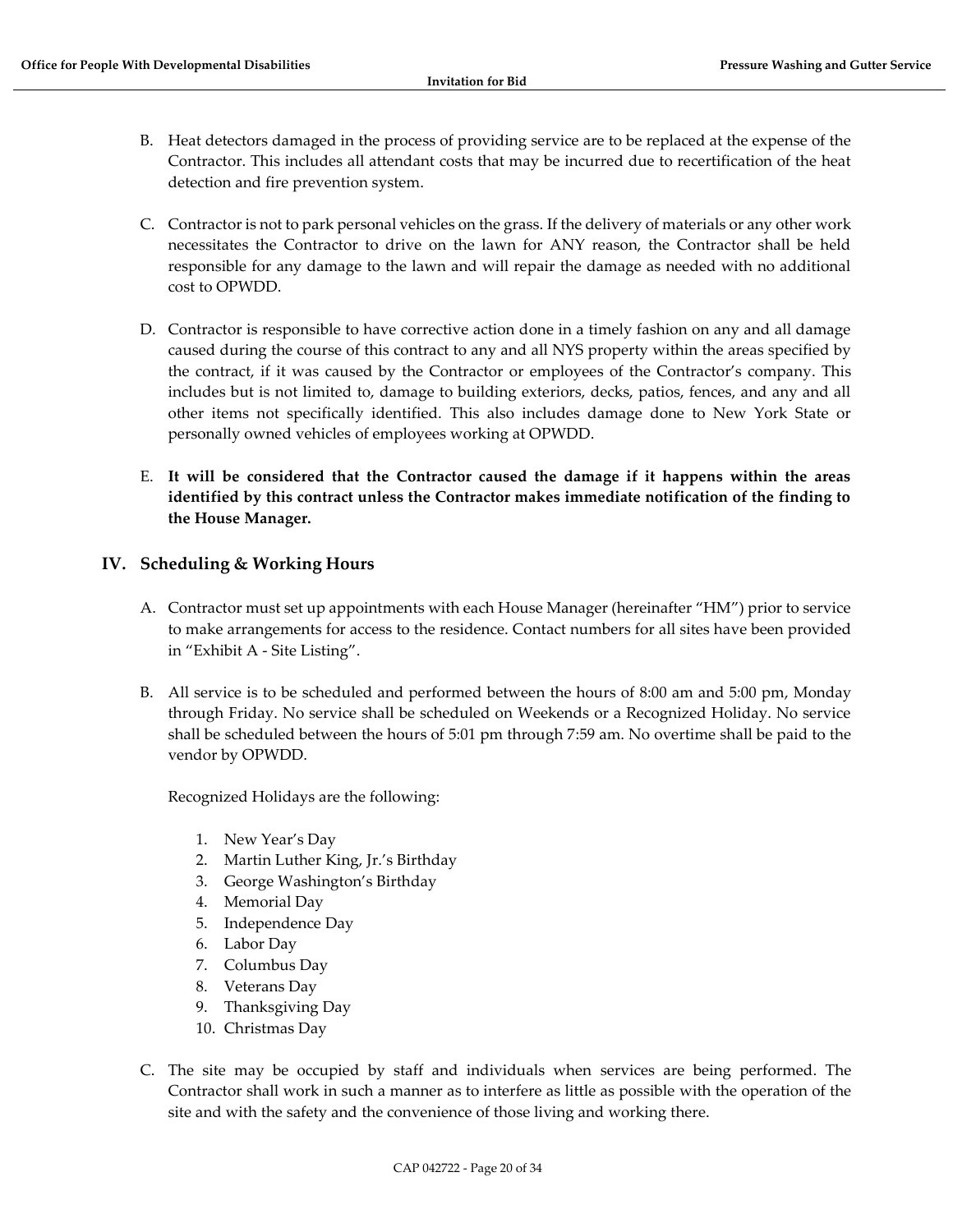B. Heat detectors damaged in the process of providing service are to be replaced at the expense of the Contractor. This includes all attendant costs that may be incurred due to recertification of the heat detection and fire prevention system.

C. Contractor is not to park personal vehicles on the grass. If the delivery of materials or any other work necessitates the Contractor to drive on the lawn for ANY reason, the Contractor shall be held responsible for any damage to the lawn and will repair the damage as needed with no additional cost to OPWDD.

D. Contractor is responsible to have corrective action done in a timely fashion on any and all damage caused during the course of this contract to any and all NYS property within the areas specified by the contract, if it was caused by the Contractor or employees of the Contractor's company. This includes but is not limited to, damage to building exteriors, decks, patios, fences, and any and all other items not specifically identified. This also includes damage done to New York State or personally owned vehicles of employees working at OPWDD.

E. **It will be considered that the Contractor caused the damage if it happens within the areas identified by this contract unless the Contractor makes immediate notification of the finding to the House Manager.**

## IV. Scheduling & Working Hours

A. Contractor must set up appointments with each House Manager (hereinafter "HM") prior to service to make arrangements for access to the residence. Contact numbers for all sites have been provided in "Exhibit A - Site Listing".

B. All service is to be scheduled and performed between the hours of 8:00 am and 5:00 pm, Monday through Friday. No service shall be scheduled on Weekends or a Recognized Holiday. No service shall be scheduled between the hours of 5:01 pm through 7:59 am. No overtime shall be paid to the vendor by OPWDD.

Recognized Holidays are the following:

1. New Year's Day
2. Martin Luther King, Jr.'s Birthday
3. George Washington's Birthday
4. Memorial Day
5. Independence Day
6. Labor Day
7. Columbus Day
8. Veterans Day
9. Thanksgiving Day
10. Christmas Day

C. The site may be occupied by staff and individuals when services are being performed. The Contractor shall work in such a manner as to interfere as little as possible with the operation of the site and with the safety and the convenience of those living and working there.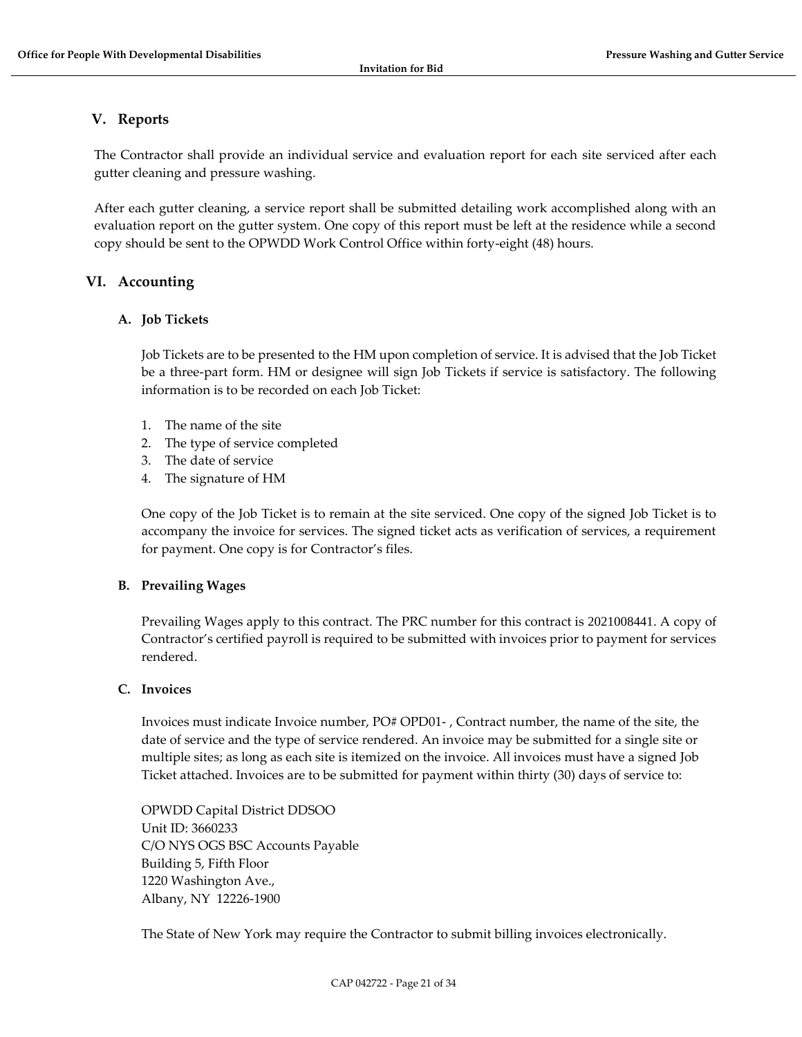## V. Reports

The Contractor shall provide an individual service and evaluation report for each site serviced after each gutter cleaning and pressure washing.

After each gutter cleaning, a service report shall be submitted detailing work accomplished along with an evaluation report on the gutter system. One copy of this report must be left at the residence while a second copy should be sent to the OPWDD Work Control Office within forty-eight (48) hours.

## VI. Accounting

### A. Job Tickets

Job Tickets are to be presented to the HM upon completion of service. It is advised that the Job Ticket be a three-part form. HM or designee will sign Job Tickets if service is satisfactory. The following information is to be recorded on each Job Ticket:

1. The name of the site
2. The type of service completed
3. The date of service
4. The signature of HM

One copy of the Job Ticket is to remain at the site serviced. One copy of the signed Job Ticket is to accompany the invoice for services. The signed ticket acts as verification of services, a requirement for payment. One copy is for Contractor's files.

### B. Prevailing Wages

Prevailing Wages apply to this contract. The PRC number for this contract is 2021008441. A copy of Contractor's certified payroll is required to be submitted with invoices prior to payment for services rendered.

### C. Invoices

Invoices must indicate Invoice number, PO# OPD01- , Contract number, the name of the site, the date of service and the type of service rendered. An invoice may be submitted for a single site or multiple sites; as long as each site is itemized on the invoice. All invoices must have a signed Job Ticket attached. Invoices are to be submitted for payment within thirty (30) days of service to:

OPWDD Capital District DDSOO
Unit ID: 3660233
C/O NYS OGS BSC Accounts Payable
Building 5, Fifth Floor
1220 Washington Ave.,
Albany, NY 12226-1900

The State of New York may require the Contractor to submit billing invoices electronically.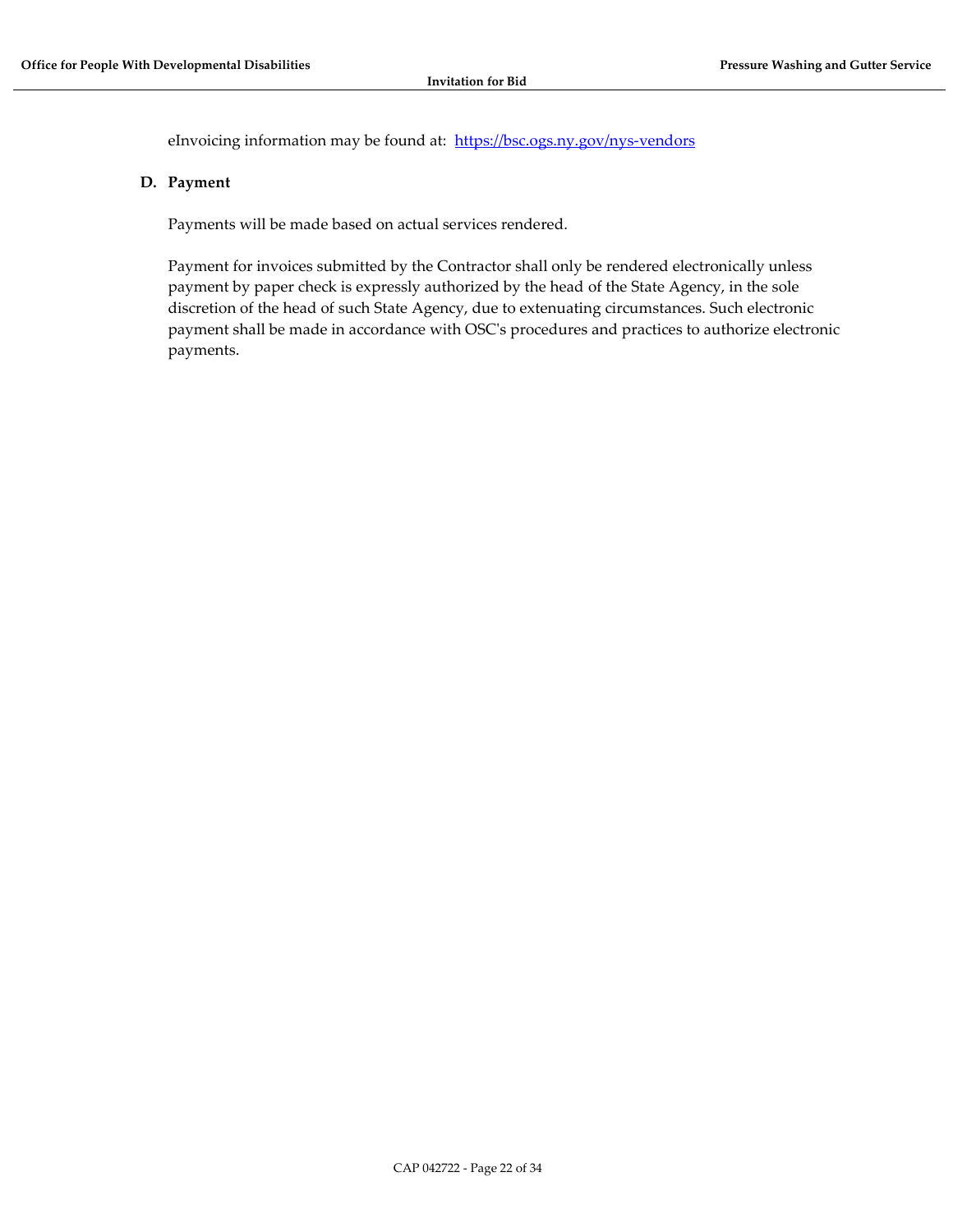eInvoicing information may be found at: [https://bsc.ogs.ny.gov/nys-vendors](https://bsc.ogs.ny.gov/nys-vendors)

**D. Payment**

Payments will be made based on actual services rendered.

Payment for invoices submitted by the Contractor shall only be rendered electronically unless payment by paper check is expressly authorized by the head of the State Agency, in the sole discretion of the head of such State Agency, due to extenuating circumstances. Such electronic payment shall be made in accordance with OSC's procedures and practices to authorize electronic payments.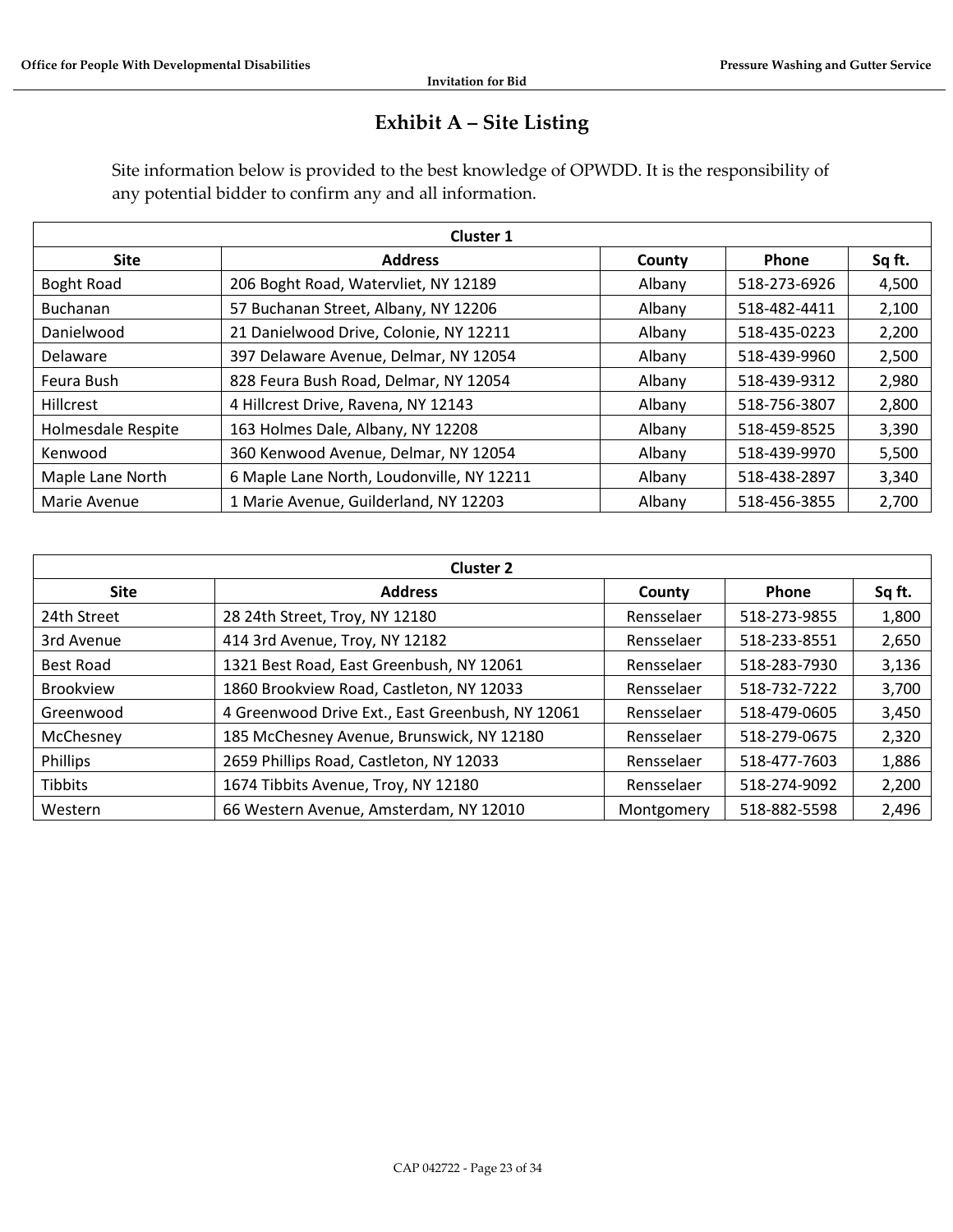# Exhibit A – Site Listing

Site information below is provided to the best knowledge of OPWDD. It is the responsibility of any potential bidder to confirm any and all information.

| Cluster 1 | | | | |
|---|---|---|---|---|
| **Site** | **Address** | **County** | **Phone** | **Sq ft.** |
| Boght Road | 206 Boght Road, Watervliet, NY 12189 | Albany | 518-273-6926 | 4,500 |
| Buchanan | 57 Buchanan Street, Albany, NY 12206 | Albany | 518-482-4411 | 2,100 |
| Danielwood | 21 Danielwood Drive, Colonie, NY 12211 | Albany | 518-435-0223 | 2,200 |
| Delaware | 397 Delaware Avenue, Delmar, NY 12054 | Albany | 518-439-9960 | 2,500 |
| Feura Bush | 828 Feura Bush Road, Delmar, NY 12054 | Albany | 518-439-9312 | 2,980 |
| Hillcrest | 4 Hillcrest Drive, Ravena, NY 12143 | Albany | 518-756-3807 | 2,800 |
| Holmesdale Respite | 163 Holmes Dale, Albany, NY 12208 | Albany | 518-459-8525 | 3,390 |
| Kenwood | 360 Kenwood Avenue, Delmar, NY 12054 | Albany | 518-439-9970 | 5,500 |
| Maple Lane North | 6 Maple Lane North, Loudonville, NY 12211 | Albany | 518-438-2897 | 3,340 |
| Marie Avenue | 1 Marie Avenue, Guilderland, NY 12203 | Albany | 518-456-3855 | 2,700 |

| Cluster 2 | | | | |
|---|---|---|---|---|
| **Site** | **Address** | **County** | **Phone** | **Sq ft.** |
| 24th Street | 28 24th Street, Troy, NY 12180 | Rensselaer | 518-273-9855 | 1,800 |
| 3rd Avenue | 414 3rd Avenue, Troy, NY 12182 | Rensselaer | 518-233-8551 | 2,650 |
| Best Road | 1321 Best Road, East Greenbush, NY 12061 | Rensselaer | 518-283-7930 | 3,136 |
| Brookview | 1860 Brookview Road, Castleton, NY 12033 | Rensselaer | 518-732-7222 | 3,700 |
| Greenwood | 4 Greenwood Drive Ext., East Greenbush, NY 12061 | Rensselaer | 518-479-0605 | 3,450 |
| McChesney | 185 McChesney Avenue, Brunswick, NY 12180 | Rensselaer | 518-279-0675 | 2,320 |
| Phillips | 2659 Phillips Road, Castleton, NY 12033 | Rensselaer | 518-477-7603 | 1,886 |
| Tibbits | 1674 Tibbits Avenue, Troy, NY 12180 | Rensselaer | 518-274-9092 | 2,200 |
| Western | 66 Western Avenue, Amsterdam, NY 12010 | Montgomery | 518-882-5598 | 2,496 |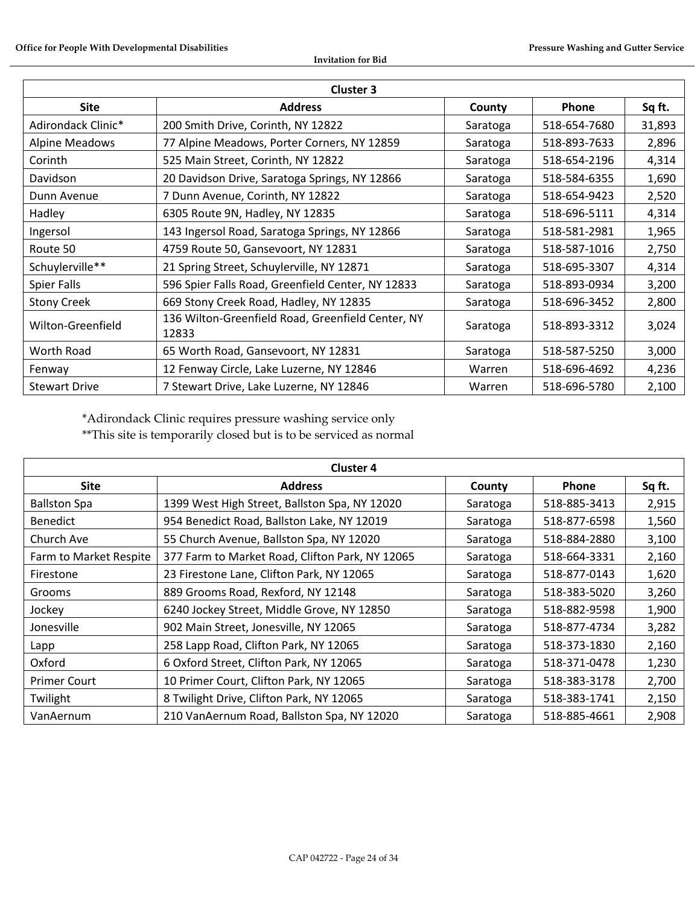| Cluster 3 | | | | |
|---|---|---|---|---|
| **Site** | **Address** | **County** | **Phone** | **Sq ft.** |
| Adirondack Clinic* | 200 Smith Drive, Corinth, NY 12822 | Saratoga | 518-654-7680 | 31,893 |
| Alpine Meadows | 77 Alpine Meadows, Porter Corners, NY 12859 | Saratoga | 518-893-7633 | 2,896 |
| Corinth | 525 Main Street, Corinth, NY 12822 | Saratoga | 518-654-2196 | 4,314 |
| Davidson | 20 Davidson Drive, Saratoga Springs, NY 12866 | Saratoga | 518-584-6355 | 1,690 |
| Dunn Avenue | 7 Dunn Avenue, Corinth, NY 12822 | Saratoga | 518-654-9423 | 2,520 |
| Hadley | 6305 Route 9N, Hadley, NY 12835 | Saratoga | 518-696-5111 | 4,314 |
| Ingersol | 143 Ingersol Road, Saratoga Springs, NY 12866 | Saratoga | 518-581-2981 | 1,965 |
| Route 50 | 4759 Route 50, Gansevoort, NY 12831 | Saratoga | 518-587-1016 | 2,750 |
| Schuylerville** | 21 Spring Street, Schuylerville, NY 12871 | Saratoga | 518-695-3307 | 4,314 |
| Spier Falls | 596 Spier Falls Road, Greenfield Center, NY 12833 | Saratoga | 518-893-0934 | 3,200 |
| Stony Creek | 669 Stony Creek Road, Hadley, NY 12835 | Saratoga | 518-696-3452 | 2,800 |
| Wilton-Greenfield | 136 Wilton-Greenfield Road, Greenfield Center, NY 12833 | Saratoga | 518-893-3312 | 3,024 |
| Worth Road | 65 Worth Road, Gansevoort, NY 12831 | Saratoga | 518-587-5250 | 3,000 |
| Fenway | 12 Fenway Circle, Lake Luzerne, NY 12846 | Warren | 518-696-4692 | 4,236 |
| Stewart Drive | 7 Stewart Drive, Lake Luzerne, NY 12846 | Warren | 518-696-5780 | 2,100 |

*Adirondack Clinic requires pressure washing service only
**This site is temporarily closed but is to be serviced as normal

| Cluster 4 | | | | |
|---|---|---|---|---|
| **Site** | **Address** | **County** | **Phone** | **Sq ft.** |
| Ballston Spa | 1399 West High Street, Ballston Spa, NY 12020 | Saratoga | 518-885-3413 | 2,915 |
| Benedict | 954 Benedict Road, Ballston Lake, NY 12019 | Saratoga | 518-877-6598 | 1,560 |
| Church Ave | 55 Church Avenue, Ballston Spa, NY 12020 | Saratoga | 518-884-2880 | 3,100 |
| Farm to Market Respite | 377 Farm to Market Road, Clifton Park, NY 12065 | Saratoga | 518-664-3331 | 2,160 |
| Firestone | 23 Firestone Lane, Clifton Park, NY 12065 | Saratoga | 518-877-0143 | 1,620 |
| Grooms | 889 Grooms Road, Rexford, NY 12148 | Saratoga | 518-383-5020 | 3,260 |
| Jockey | 6240 Jockey Street, Middle Grove, NY 12850 | Saratoga | 518-882-9598 | 1,900 |
| Jonesville | 902 Main Street, Jonesville, NY 12065 | Saratoga | 518-877-4734 | 3,282 |
| Lapp | 258 Lapp Road, Clifton Park, NY 12065 | Saratoga | 518-373-1830 | 2,160 |
| Oxford | 6 Oxford Street, Clifton Park, NY 12065 | Saratoga | 518-371-0478 | 1,230 |
| Primer Court | 10 Primer Court, Clifton Park, NY 12065 | Saratoga | 518-383-3178 | 2,700 |
| Twilight | 8 Twilight Drive, Clifton Park, NY 12065 | Saratoga | 518-383-1741 | 2,150 |
| VanAernum | 210 VanAernum Road, Ballston Spa, NY 12020 | Saratoga | 518-885-4661 | 2,908 |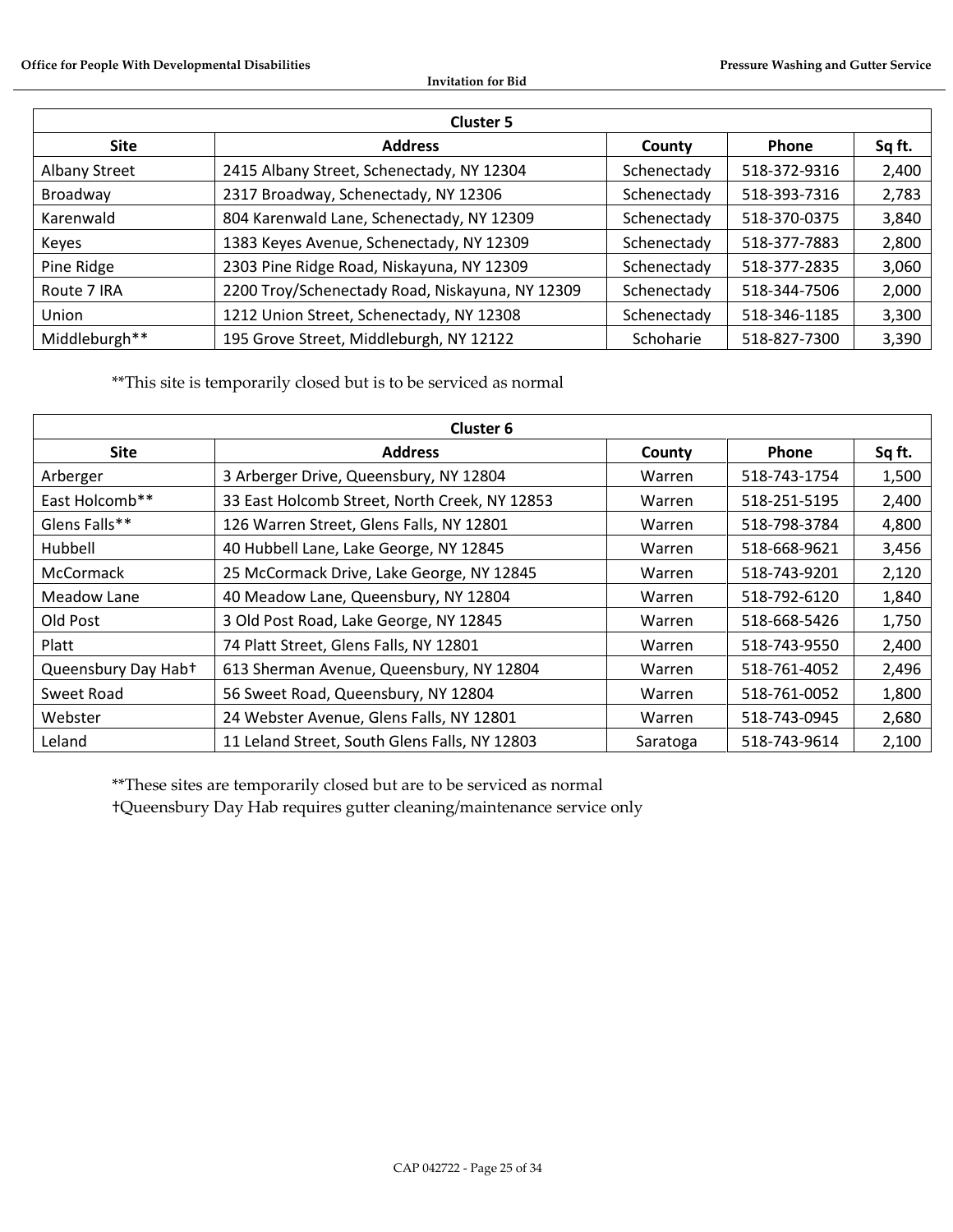| Cluster 5 | | | | |
|---|---|---|---|---|
| **Site** | **Address** | **County** | **Phone** | **Sq ft.** |
| Albany Street | 2415 Albany Street, Schenectady, NY 12304 | Schenectady | 518-372-9316 | 2,400 |
| Broadway | 2317 Broadway, Schenectady, NY 12306 | Schenectady | 518-393-7316 | 2,783 |
| Karenwald | 804 Karenwald Lane, Schenectady, NY 12309 | Schenectady | 518-370-0375 | 3,840 |
| Keyes | 1383 Keyes Avenue, Schenectady, NY 12309 | Schenectady | 518-377-7883 | 2,800 |
| Pine Ridge | 2303 Pine Ridge Road, Niskayuna, NY 12309 | Schenectady | 518-377-2835 | 3,060 |
| Route 7 IRA | 2200 Troy/Schenectady Road, Niskayuna, NY 12309 | Schenectady | 518-344-7506 | 2,000 |
| Union | 1212 Union Street, Schenectady, NY 12308 | Schenectady | 518-346-1185 | 3,300 |
| Middleburgh** | 195 Grove Street, Middleburgh, NY 12122 | Schoharie | 518-827-7300 | 3,390 |

**This site is temporarily closed but is to be serviced as normal

| Cluster 6 | | | | |
|---|---|---|---|---|
| **Site** | **Address** | **County** | **Phone** | **Sq ft.** |
| Arberger | 3 Arberger Drive, Queensbury, NY 12804 | Warren | 518-743-1754 | 1,500 |
| East Holcomb** | 33 East Holcomb Street, North Creek, NY 12853 | Warren | 518-251-5195 | 2,400 |
| Glens Falls** | 126 Warren Street, Glens Falls, NY 12801 | Warren | 518-798-3784 | 4,800 |
| Hubbell | 40 Hubbell Lane, Lake George, NY 12845 | Warren | 518-668-9621 | 3,456 |
| McCormack | 25 McCormack Drive, Lake George, NY 12845 | Warren | 518-743-9201 | 2,120 |
| Meadow Lane | 40 Meadow Lane, Queensbury, NY 12804 | Warren | 518-792-6120 | 1,840 |
| Old Post | 3 Old Post Road, Lake George, NY 12845 | Warren | 518-668-5426 | 1,750 |
| Platt | 74 Platt Street, Glens Falls, NY 12801 | Warren | 518-743-9550 | 2,400 |
| Queensbury Day Hab† | 613 Sherman Avenue, Queensbury, NY 12804 | Warren | 518-761-4052 | 2,496 |
| Sweet Road | 56 Sweet Road, Queensbury, NY 12804 | Warren | 518-761-0052 | 1,800 |
| Webster | 24 Webster Avenue, Glens Falls, NY 12801 | Warren | 518-743-0945 | 2,680 |
| Leland | 11 Leland Street, South Glens Falls, NY 12803 | Saratoga | 518-743-9614 | 2,100 |

**These sites are temporarily closed but are to be serviced as normal

†Queensbury Day Hab requires gutter cleaning/maintenance service only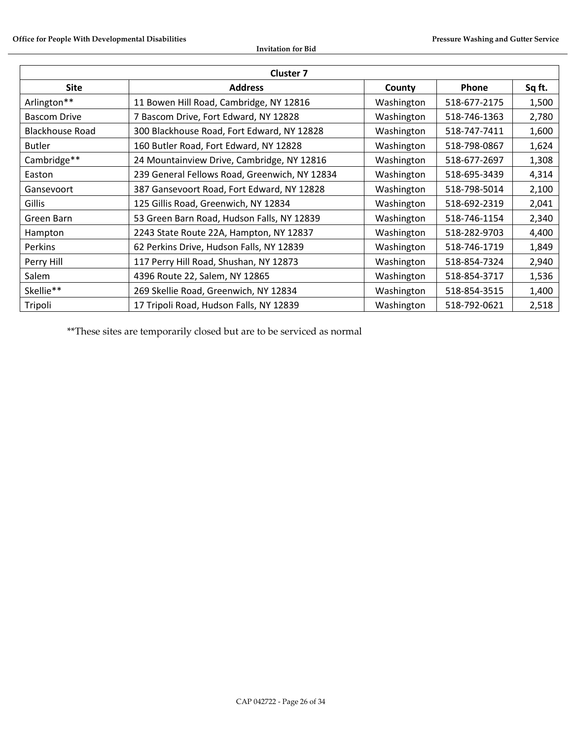| Cluster 7 | | | | |
|---|---|---|---|---|
| **Site** | **Address** | **County** | **Phone** | **Sq ft.** |
| Arlington** | 11 Bowen Hill Road, Cambridge, NY 12816 | Washington | 518-677-2175 | 1,500 |
| Bascom Drive | 7 Bascom Drive, Fort Edward, NY 12828 | Washington | 518-746-1363 | 2,780 |
| Blackhouse Road | 300 Blackhouse Road, Fort Edward, NY 12828 | Washington | 518-747-7411 | 1,600 |
| Butler | 160 Butler Road, Fort Edward, NY 12828 | Washington | 518-798-0867 | 1,624 |
| Cambridge** | 24 Mountainview Drive, Cambridge, NY 12816 | Washington | 518-677-2697 | 1,308 |
| Easton | 239 General Fellows Road, Greenwich, NY 12834 | Washington | 518-695-3439 | 4,314 |
| Gansevoort | 387 Gansevoort Road, Fort Edward, NY 12828 | Washington | 518-798-5014 | 2,100 |
| Gillis | 125 Gillis Road, Greenwich, NY 12834 | Washington | 518-692-2319 | 2,041 |
| Green Barn | 53 Green Barn Road, Hudson Falls, NY 12839 | Washington | 518-746-1154 | 2,340 |
| Hampton | 2243 State Route 22A, Hampton, NY 12837 | Washington | 518-282-9703 | 4,400 |
| Perkins | 62 Perkins Drive, Hudson Falls, NY 12839 | Washington | 518-746-1719 | 1,849 |
| Perry Hill | 117 Perry Hill Road, Shushan, NY 12873 | Washington | 518-854-7324 | 2,940 |
| Salem | 4396 Route 22, Salem, NY 12865 | Washington | 518-854-3717 | 1,536 |
| Skellie** | 269 Skellie Road, Greenwich, NY 12834 | Washington | 518-854-3515 | 1,400 |
| Tripoli | 17 Tripoli Road, Hudson Falls, NY 12839 | Washington | 518-792-0621 | 2,518 |

**These sites are temporarily closed but are to be serviced as normal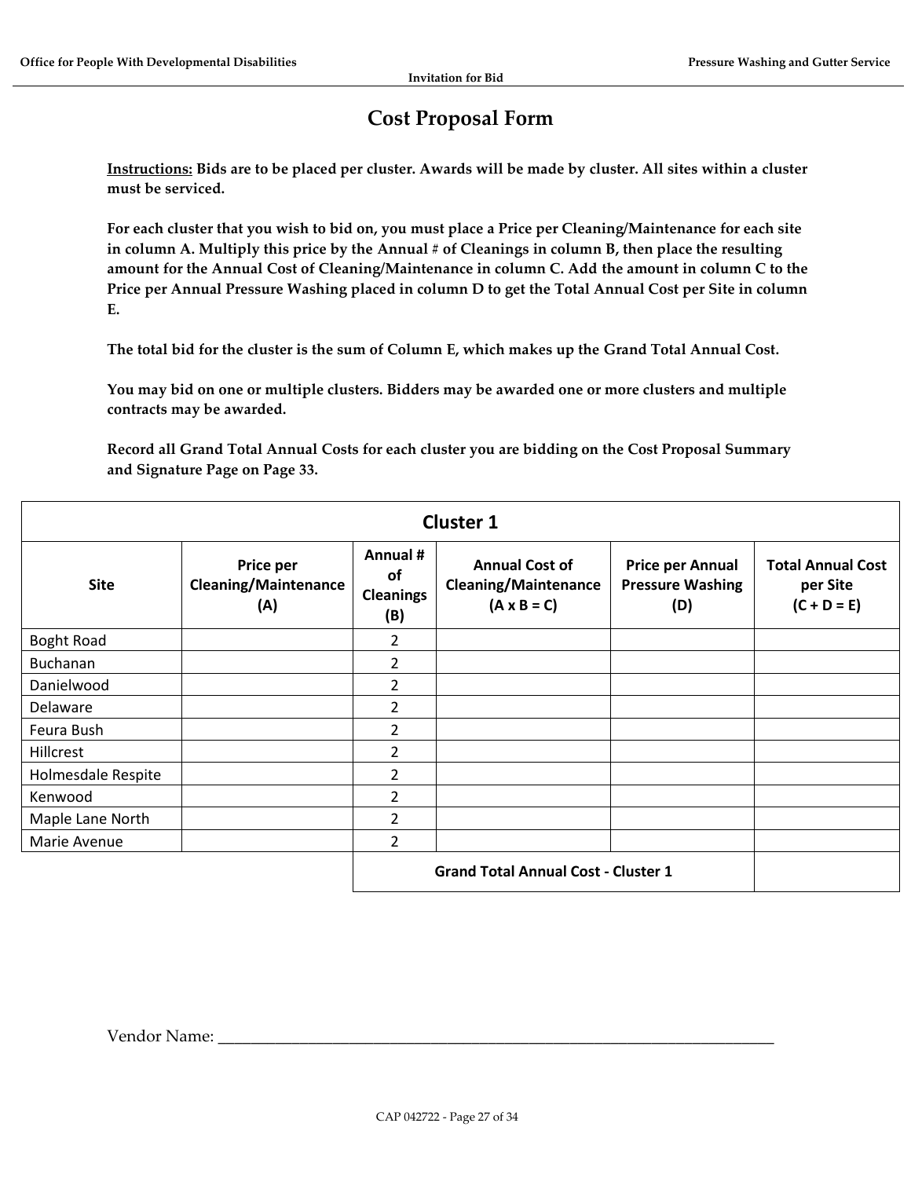# Cost Proposal Form

**<u>Instructions:</u> Bids are to be placed per cluster. Awards will be made by cluster. All sites within a cluster must be serviced.**

**For each cluster that you wish to bid on, you must place a Price per Cleaning/Maintenance for each site in column A. Multiply this price by the Annual # of Cleanings in column B, then place the resulting amount for the Annual Cost of Cleaning/Maintenance in column C. Add the amount in column C to the Price per Annual Pressure Washing placed in column D to get the Total Annual Cost per Site in column E.**

**The total bid for the cluster is the sum of Column E, which makes up the Grand Total Annual Cost.**

**You may bid on one or multiple clusters. Bidders may be awarded one or more clusters and multiple contracts may be awarded.**

**Record all Grand Total Annual Costs for each cluster you are bidding on the Cost Proposal Summary and Signature Page on Page 33.**

| Cluster 1 | | | | | |
|---|---|---|---|---|---|
| **Site** | **Price per Cleaning/Maintenance (A)** | **Annual # of Cleanings (B)** | **Annual Cost of Cleaning/Maintenance (A x B = C)** | **Price per Annual Pressure Washing (D)** | **Total Annual Cost per Site (C + D = E)** |
| Boght Road | | 2 | | | |
| Buchanan | | 2 | | | |
| Danielwood | | 2 | | | |
| Delaware | | 2 | | | |
| Feura Bush | | 2 | | | |
| Hillcrest | | 2 | | | |
| Holmesdale Respite | | 2 | | | |
| Kenwood | | 2 | | | |
| Maple Lane North | | 2 | | | |
| Marie Avenue | | 2 | | | |
| | | **Grand Total Annual Cost - Cluster 1** | | | |

Vendor Name: ___________________________________________________________________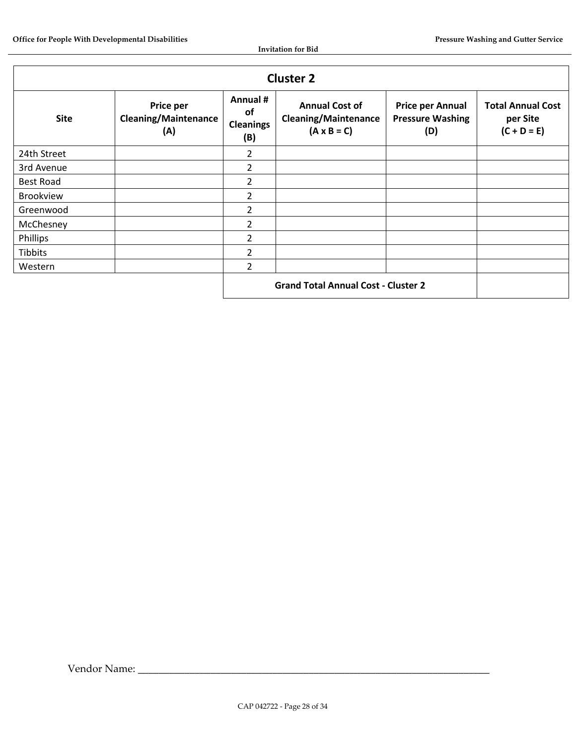| Cluster 2 | | | | | |
|---|---|---|---|---|---|
| **Site** | **Price per Cleaning/Maintenance (A)** | **Annual # of Cleanings (B)** | **Annual Cost of Cleaning/Maintenance (A x B = C)** | **Price per Annual Pressure Washing (D)** | **Total Annual Cost per Site (C + D = E)** |
| 24th Street | | 2 | | | |
| 3rd Avenue | | 2 | | | |
| Best Road | | 2 | | | |
| Brookview | | 2 | | | |
| Greenwood | | 2 | | | |
| McChesney | | 2 | | | |
| Phillips | | 2 | | | |
| Tibbits | | 2 | | | |
| Western | | 2 | | | |
| | | **Grand Total Annual Cost - Cluster 2** | | | |

Vendor Name: ___________________________________________________________________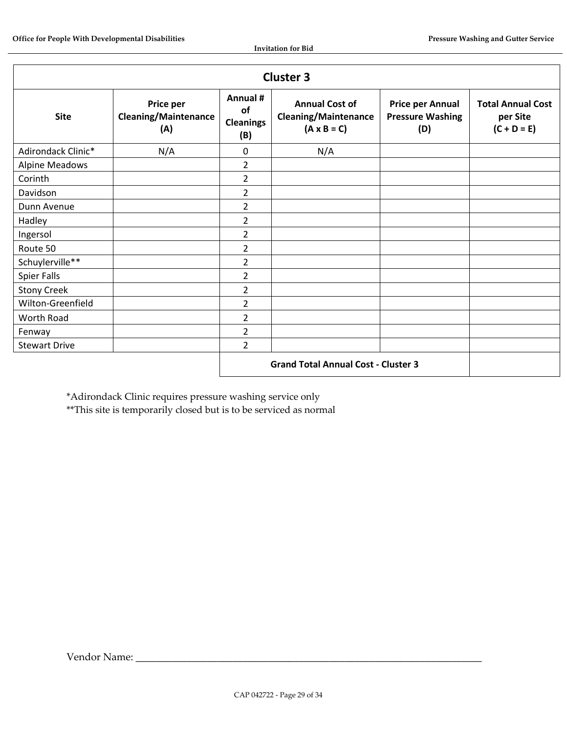## Cluster 3

| Site | Price per Cleaning/Maintenance (A) | Annual # of Cleanings (B) | Annual Cost of Cleaning/Maintenance (A x B = C) | Price per Annual Pressure Washing (D) | Total Annual Cost per Site (C + D = E) |
|---|---|---|---|---|---|
| Adirondack Clinic* | N/A | 0 | N/A | | |
| Alpine Meadows | | 2 | | | |
| Corinth | | 2 | | | |
| Davidson | | 2 | | | |
| Dunn Avenue | | 2 | | | |
| Hadley | | 2 | | | |
| Ingersol | | 2 | | | |
| Route 50 | | 2 | | | |
| Schuylerville** | | 2 | | | |
| Spier Falls | | 2 | | | |
| Stony Creek | | 2 | | | |
| Wilton-Greenfield | | 2 | | | |
| Worth Road | | 2 | | | |
| Fenway | | 2 | | | |
| Stewart Drive | | 2 | | | |
| | | **Grand Total Annual Cost - Cluster 3** | | | |

*Adirondack Clinic requires pressure washing service only
**This site is temporarily closed but is to be serviced as normal

Vendor Name: ______________________________________________________________________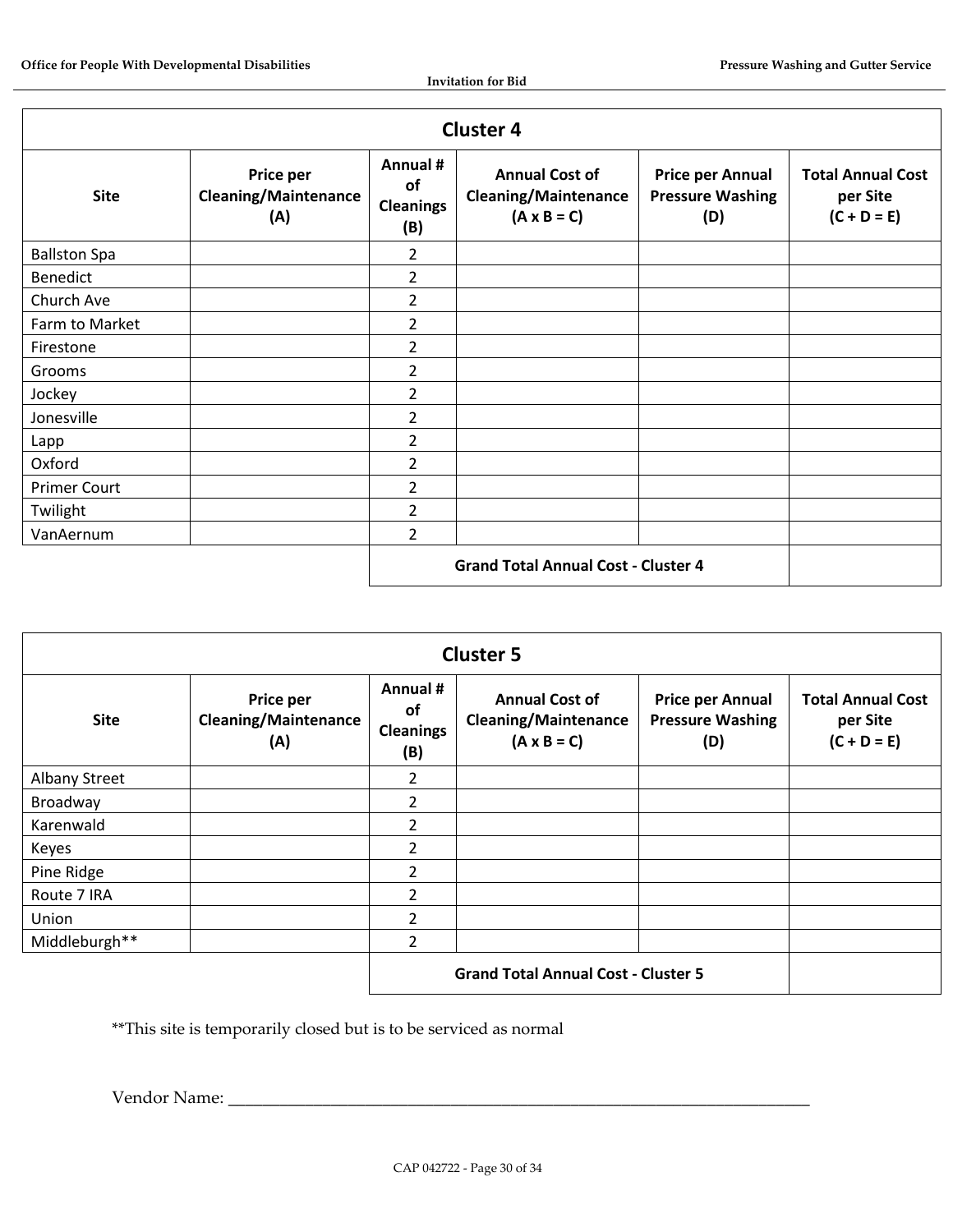| Cluster 4 | | | | | |
|---|---|---|---|---|---|
| **Site** | **Price per Cleaning/Maintenance (A)** | **Annual # of Cleanings (B)** | **Annual Cost of Cleaning/Maintenance (A x B = C)** | **Price per Annual Pressure Washing (D)** | **Total Annual Cost per Site (C + D = E)** |
| Ballston Spa | | 2 | | | |
| Benedict | | 2 | | | |
| Church Ave | | 2 | | | |
| Farm to Market | | 2 | | | |
| Firestone | | 2 | | | |
| Grooms | | 2 | | | |
| Jockey | | 2 | | | |
| Jonesville | | 2 | | | |
| Lapp | | 2 | | | |
| Oxford | | 2 | | | |
| Primer Court | | 2 | | | |
| Twilight | | 2 | | | |
| VanAernum | | 2 | | | |
| | | **Grand Total Annual Cost - Cluster 4** | | | |

| Cluster 5 | | | | | |
|---|---|---|---|---|---|
| **Site** | **Price per Cleaning/Maintenance (A)** | **Annual # of Cleanings (B)** | **Annual Cost of Cleaning/Maintenance (A x B = C)** | **Price per Annual Pressure Washing (D)** | **Total Annual Cost per Site (C + D = E)** |
| Albany Street | | 2 | | | |
| Broadway | | 2 | | | |
| Karenwald | | 2 | | | |
| Keyes | | 2 | | | |
| Pine Ridge | | 2 | | | |
| Route 7 IRA | | 2 | | | |
| Union | | 2 | | | |
| Middleburgh** | | 2 | | | |
| | | **Grand Total Annual Cost - Cluster 5** | | | |

**This site is temporarily closed but is to be serviced as normal

Vendor Name: ______________________________________________________________________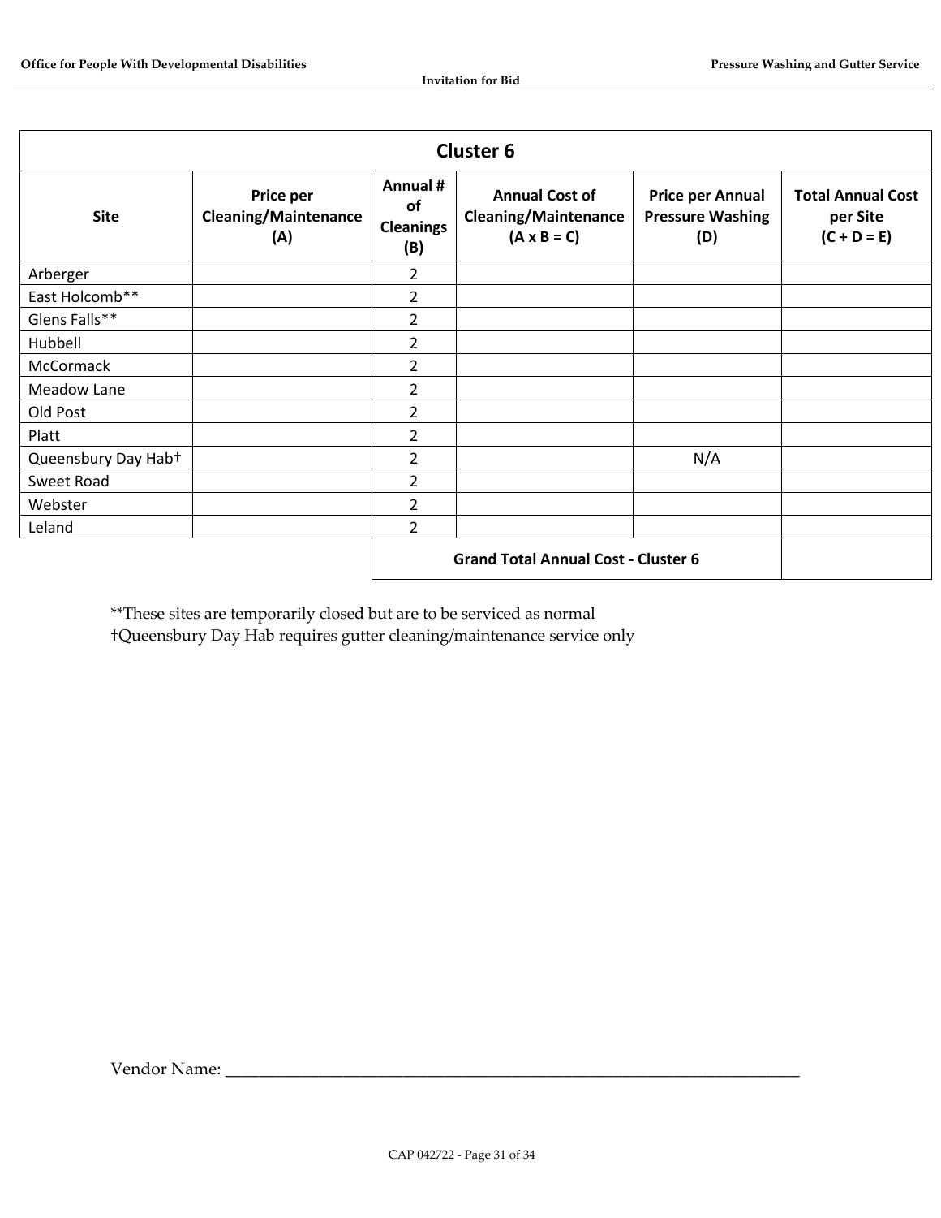| Cluster 6 | | | | | |
|---|---|---|---|---|---|
| **Site** | **Price per Cleaning/Maintenance (A)** | **Annual # of Cleanings (B)** | **Annual Cost of Cleaning/Maintenance (A x B = C)** | **Price per Annual Pressure Washing (D)** | **Total Annual Cost per Site (C + D = E)** |
| Arberger | | 2 | | | |
| East Holcomb** | | 2 | | | |
| Glens Falls** | | 2 | | | |
| Hubbell | | 2 | | | |
| McCormack | | 2 | | | |
| Meadow Lane | | 2 | | | |
| Old Post | | 2 | | | |
| Platt | | 2 | | | |
| Queensbury Day Hab† | | 2 | | N/A | |
| Sweet Road | | 2 | | | |
| Webster | | 2 | | | |
| Leland | | 2 | | | |
| | | **Grand Total Annual Cost - Cluster 6** | | | |

**These sites are temporarily closed but are to be serviced as normal
†Queensbury Day Hab requires gutter cleaning/maintenance service only

Vendor Name: ______________________________________________________________________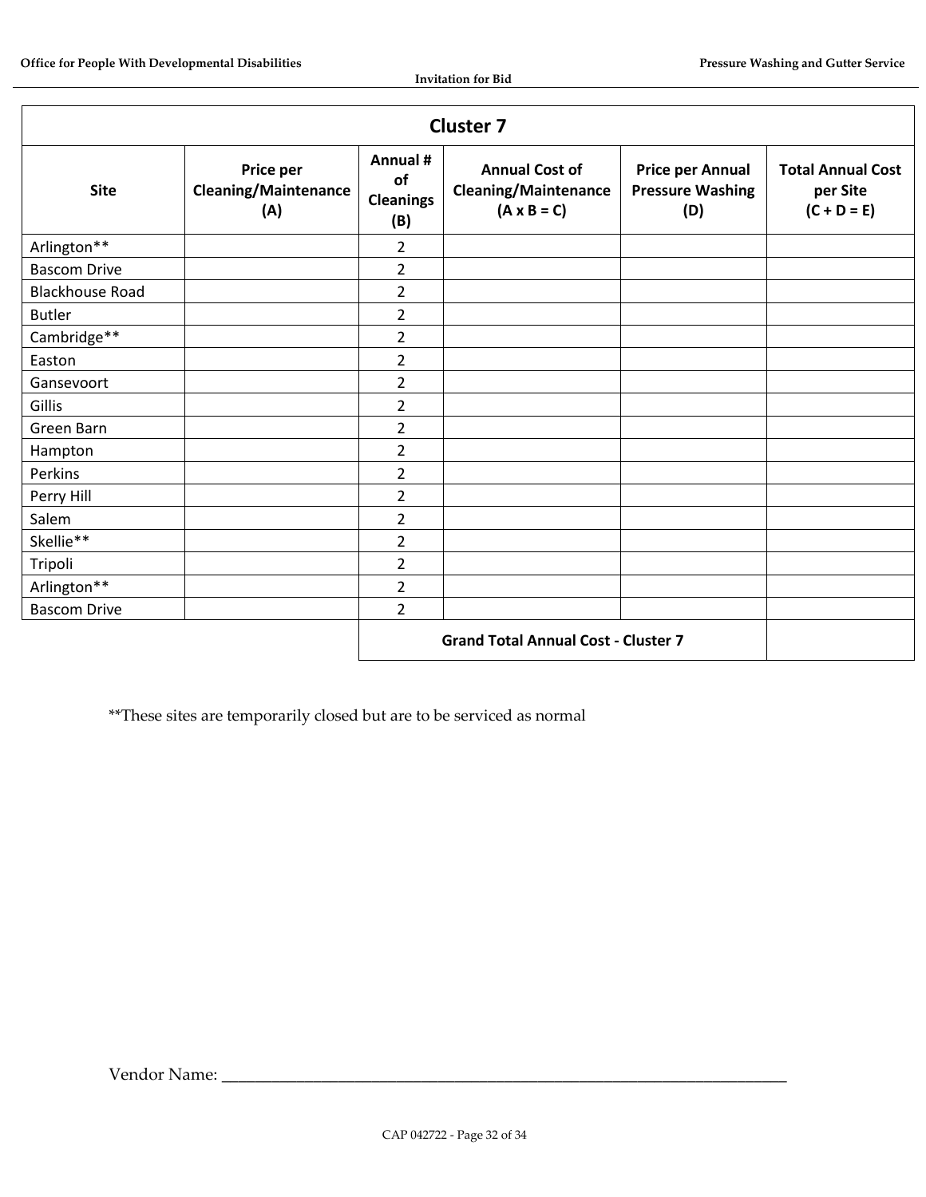| Cluster 7 | | | | | |
|---|---|---|---|---|---|
| **Site** | **Price per Cleaning/Maintenance (A)** | **Annual # of Cleanings (B)** | **Annual Cost of Cleaning/Maintenance (A x B = C)** | **Price per Annual Pressure Washing (D)** | **Total Annual Cost per Site (C + D = E)** |
| Arlington** | | 2 | | | |
| Bascom Drive | | 2 | | | |
| Blackhouse Road | | 2 | | | |
| Butler | | 2 | | | |
| Cambridge** | | 2 | | | |
| Easton | | 2 | | | |
| Gansevoort | | 2 | | | |
| Gillis | | 2 | | | |
| Green Barn | | 2 | | | |
| Hampton | | 2 | | | |
| Perkins | | 2 | | | |
| Perry Hill | | 2 | | | |
| Salem | | 2 | | | |
| Skellie** | | 2 | | | |
| Tripoli | | 2 | | | |
| Arlington** | | 2 | | | |
| Bascom Drive | | 2 | | | |
| | | **Grand Total Annual Cost - Cluster 7** | | | |

**These sites are temporarily closed but are to be serviced as normal

Vendor Name: ___________________________________________________________________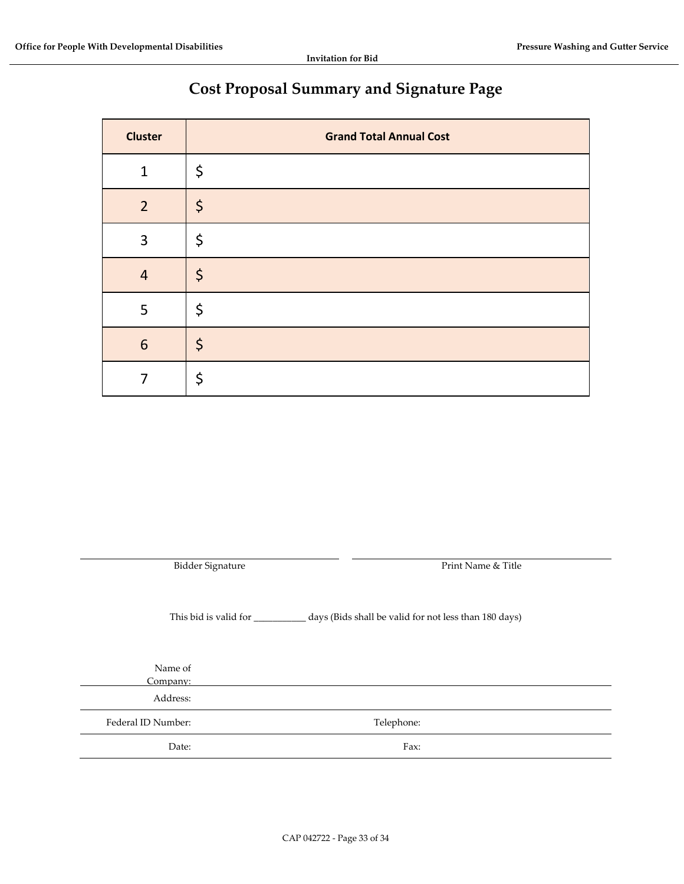# Cost Proposal Summary and Signature Page

| Cluster | Grand Total Annual Cost |
|---|---|
| 1 | $ |
| 2 | $ |
| 3 | $ |
| 4 | $ |
| 5 | $ |
| 6 | $ |
| 7 | $ |

\_\_\_\_\_\_\_\_\_\_\_\_\_\_\_\_\_\_\_\_\_\_\_\_\_\_\_\_\_\_ Bidder Signature

\_\_\_\_\_\_\_\_\_\_\_\_\_\_\_\_\_\_\_\_\_\_\_\_\_\_\_\_\_\_ Print Name & Title

This bid is valid for ___________ days (Bids shall be valid for not less than 180 days)

Name of Company:

Address:

Federal ID Number: Telephone:

Date: Fax: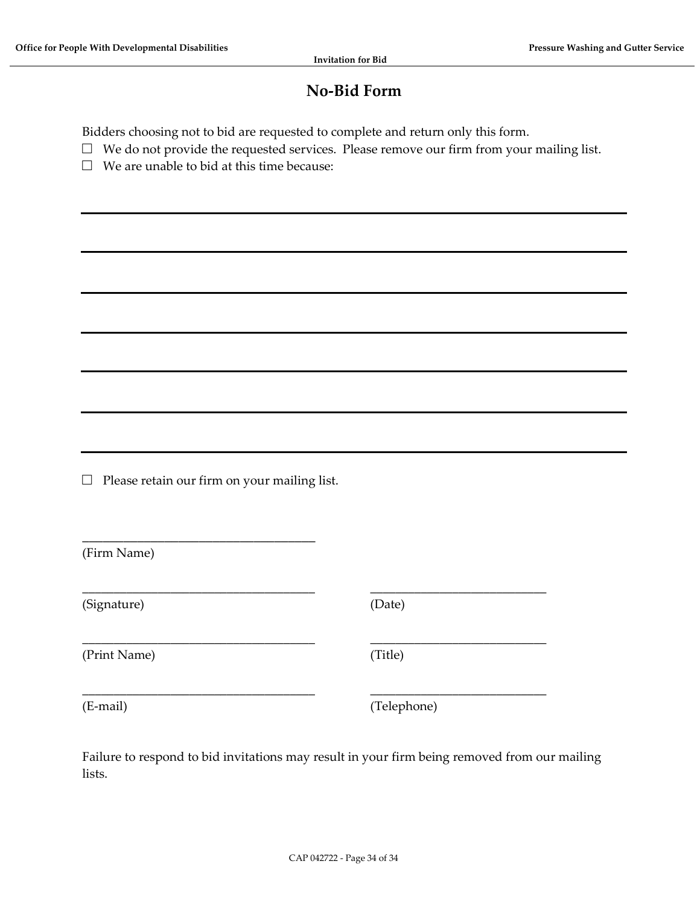# No-Bid Form

Bidders choosing not to bid are requested to complete and return only this form.

☐ We do not provide the requested services. Please remove our firm from your mailing list.

☐ We are unable to bid at this time because:

________________________________________________________________________

________________________________________________________________________

________________________________________________________________________

________________________________________________________________________

________________________________________________________________________

________________________________________________________________________

________________________________________________________________________

☐ Please retain our firm on your mailing list.

____________________________________
(Firm Name)

____________________________________ ____________________________
(Signature) (Date)

____________________________________ ____________________________
(Print Name) (Title)

____________________________________ ____________________________
(E-mail) (Telephone)

Failure to respond to bid invitations may result in your firm being removed from our mailing lists.